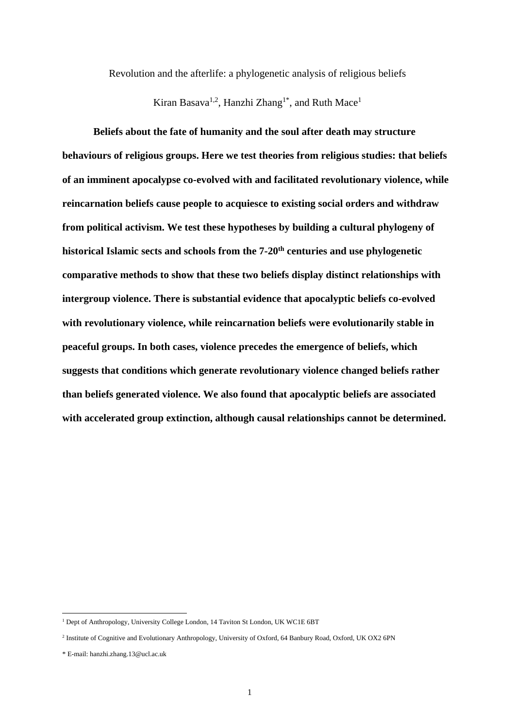# Revolution and the afterlife: a phylogenetic analysis of religious beliefs

Kiran Basava[1,2], Hanzhi Zhang[1*], and Ruth Mace[1]

**Beliefs about the fate of humanity and the soul after death may structure behaviours of religious groups. Here we test theories from religious studies: that beliefs of an imminent apocalypse co-evolved with and facilitated revolutionary violence, while reincarnation beliefs cause people to acquiesce to existing social orders and withdraw from political activism. We test these hypotheses by building a cultural phylogeny of historical Islamic sects and schools from the 7-20th centuries and use phylogenetic comparative methods to show that these two beliefs display distinct relationships with intergroup violence. There is substantial evidence that apocalyptic beliefs co-evolved with revolutionary violence, while reincarnation beliefs were evolutionarily stable in peaceful groups. In both cases, violence precedes the emergence of beliefs, which suggests that conditions which generate revolutionary violence changed beliefs rather than beliefs generated violence. We also found that apocalyptic beliefs are associated with accelerated group extinction, although causal relationships cannot be determined.**

---

[1] Dept of Anthropology, University College London, 14 Taviton St London, UK WC1E 6BT

[2] Institute of Cognitive and Evolutionary Anthropology, University of Oxford, 64 Banbury Road, Oxford, UK OX2 6PN

* E-mail: hanzhi.zhang.13@ucl.ac.uk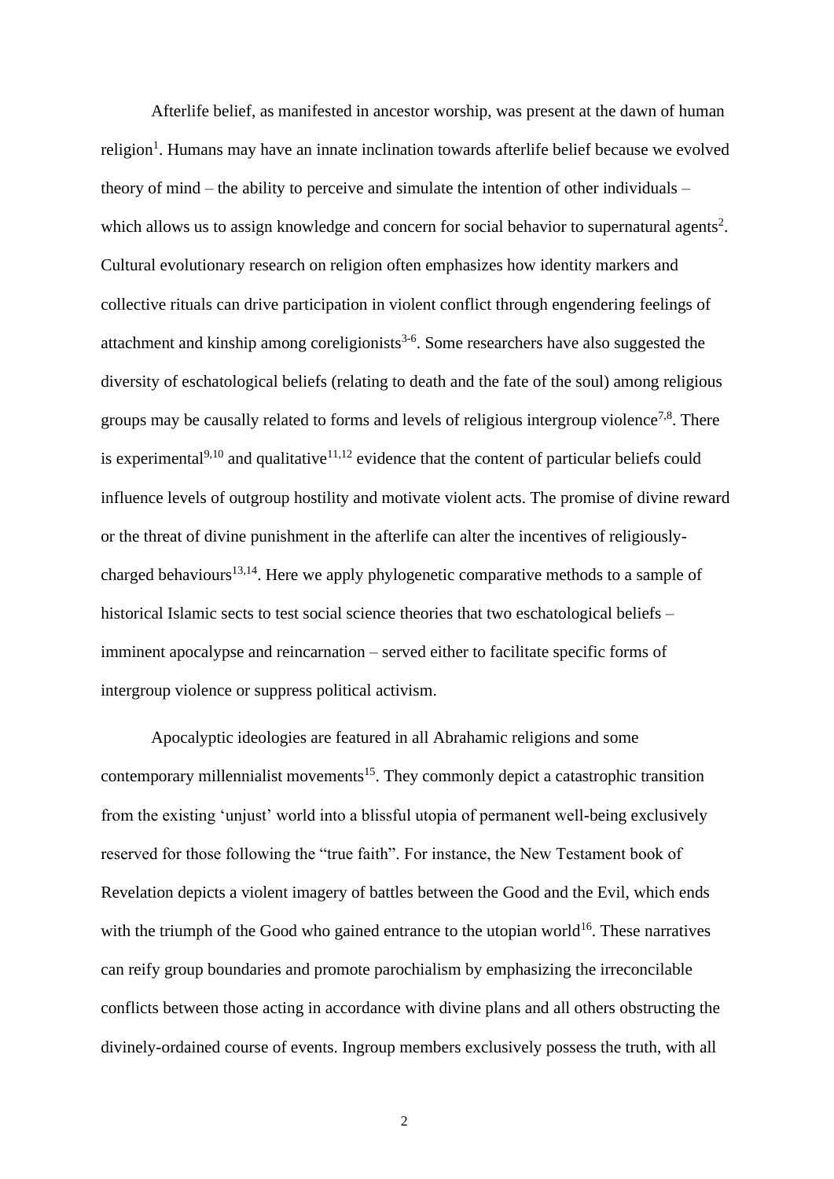Afterlife belief, as manifested in ancestor worship, was present at the dawn of human religion[1]. Humans may have an innate inclination towards afterlife belief because we evolved theory of mind – the ability to perceive and simulate the intention of other individuals – which allows us to assign knowledge and concern for social behavior to supernatural agents[2]. Cultural evolutionary research on religion often emphasizes how identity markers and collective rituals can drive participation in violent conflict through engendering feelings of attachment and kinship among coreligionists[3-6]. Some researchers have also suggested the diversity of eschatological beliefs (relating to death and the fate of the soul) among religious groups may be causally related to forms and levels of religious intergroup violence[7,8]. There is experimental[9,10] and qualitative[11,12] evidence that the content of particular beliefs could influence levels of outgroup hostility and motivate violent acts. The promise of divine reward or the threat of divine punishment in the afterlife can alter the incentives of religiously-charged behaviours[13,14]. Here we apply phylogenetic comparative methods to a sample of historical Islamic sects to test social science theories that two eschatological beliefs – imminent apocalypse and reincarnation – served either to facilitate specific forms of intergroup violence or suppress political activism.

Apocalyptic ideologies are featured in all Abrahamic religions and some contemporary millennialist movements[15]. They commonly depict a catastrophic transition from the existing 'unjust' world into a blissful utopia of permanent well-being exclusively reserved for those following the "true faith". For instance, the New Testament book of Revelation depicts a violent imagery of battles between the Good and the Evil, which ends with the triumph of the Good who gained entrance to the utopian world[16]. These narratives can reify group boundaries and promote parochialism by emphasizing the irreconcilable conflicts between those acting in accordance with divine plans and all others obstructing the divinely-ordained course of events. Ingroup members exclusively possess the truth, with all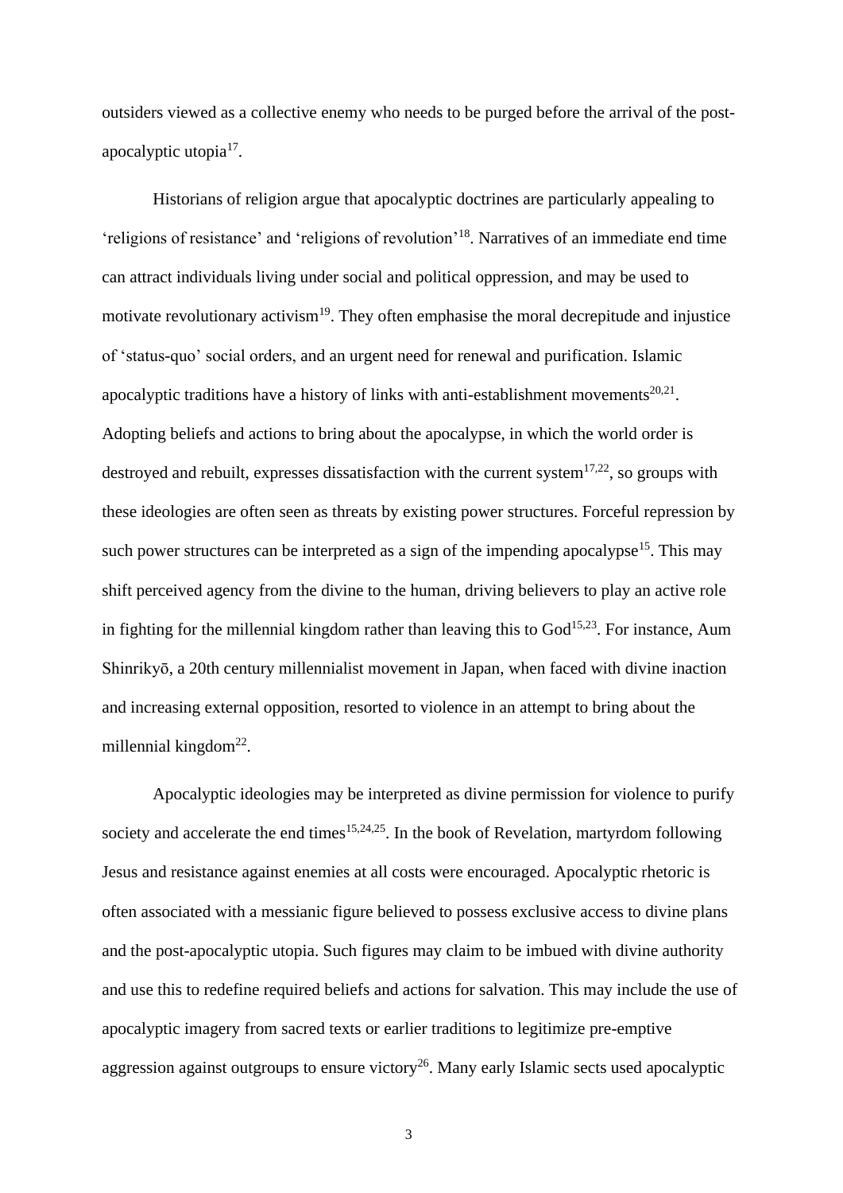outsiders viewed as a collective enemy who needs to be purged before the arrival of the post-apocalyptic utopia[17].

Historians of religion argue that apocalyptic doctrines are particularly appealing to 'religions of resistance' and 'religions of revolution'[18]. Narratives of an immediate end time can attract individuals living under social and political oppression, and may be used to motivate revolutionary activism[19]. They often emphasise the moral decrepitude and injustice of 'status-quo' social orders, and an urgent need for renewal and purification. Islamic apocalyptic traditions have a history of links with anti-establishment movements[20,21]. Adopting beliefs and actions to bring about the apocalypse, in which the world order is destroyed and rebuilt, expresses dissatisfaction with the current system[17,22], so groups with these ideologies are often seen as threats by existing power structures. Forceful repression by such power structures can be interpreted as a sign of the impending apocalypse[15]. This may shift perceived agency from the divine to the human, driving believers to play an active role in fighting for the millennial kingdom rather than leaving this to God[15,23]. For instance, Aum Shinrikyō, a 20th century millennialist movement in Japan, when faced with divine inaction and increasing external opposition, resorted to violence in an attempt to bring about the millennial kingdom[22].

Apocalyptic ideologies may be interpreted as divine permission for violence to purify society and accelerate the end times[15,24,25]. In the book of Revelation, martyrdom following Jesus and resistance against enemies at all costs were encouraged. Apocalyptic rhetoric is often associated with a messianic figure believed to possess exclusive access to divine plans and the post-apocalyptic utopia. Such figures may claim to be imbued with divine authority and use this to redefine required beliefs and actions for salvation. This may include the use of apocalyptic imagery from sacred texts or earlier traditions to legitimize pre-emptive aggression against outgroups to ensure victory[26]. Many early Islamic sects used apocalyptic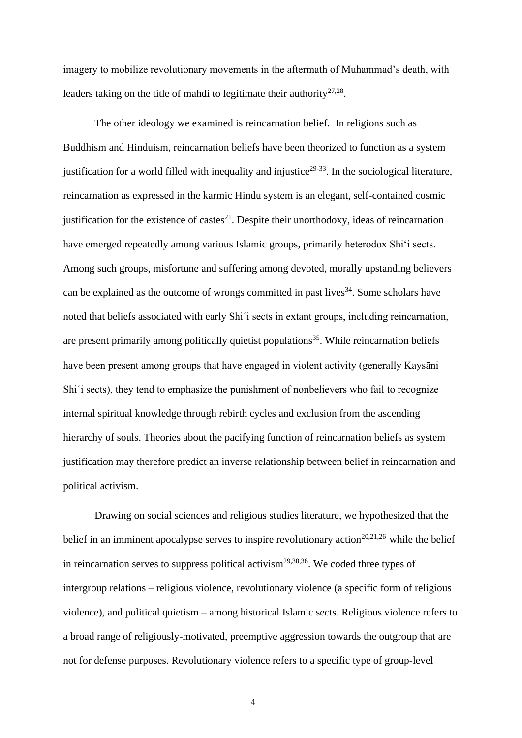imagery to mobilize revolutionary movements in the aftermath of Muhammad's death, with leaders taking on the title of mahdi to legitimate their authority[27,28].

The other ideology we examined is reincarnation belief. In religions such as Buddhism and Hinduism, reincarnation beliefs have been theorized to function as a system justification for a world filled with inequality and injustice[29-33]. In the sociological literature, reincarnation as expressed in the karmic Hindu system is an elegant, self-contained cosmic justification for the existence of castes[21]. Despite their unorthodoxy, ideas of reincarnation have emerged repeatedly among various Islamic groups, primarily heterodox Shi'i sects. Among such groups, misfortune and suffering among devoted, morally upstanding believers can be explained as the outcome of wrongs committed in past lives[34]. Some scholars have noted that beliefs associated with early Shiʿi sects in extant groups, including reincarnation, are present primarily among politically quietist populations[35]. While reincarnation beliefs have been present among groups that have engaged in violent activity (generally Kaysāni Shiʿi sects), they tend to emphasize the punishment of nonbelievers who fail to recognize internal spiritual knowledge through rebirth cycles and exclusion from the ascending hierarchy of souls. Theories about the pacifying function of reincarnation beliefs as system justification may therefore predict an inverse relationship between belief in reincarnation and political activism.

Drawing on social sciences and religious studies literature, we hypothesized that the belief in an imminent apocalypse serves to inspire revolutionary action[20,21,26] while the belief in reincarnation serves to suppress political activism[29,30,36]. We coded three types of intergroup relations – religious violence, revolutionary violence (a specific form of religious violence), and political quietism – among historical Islamic sects. Religious violence refers to a broad range of religiously-motivated, preemptive aggression towards the outgroup that are not for defense purposes. Revolutionary violence refers to a specific type of group-level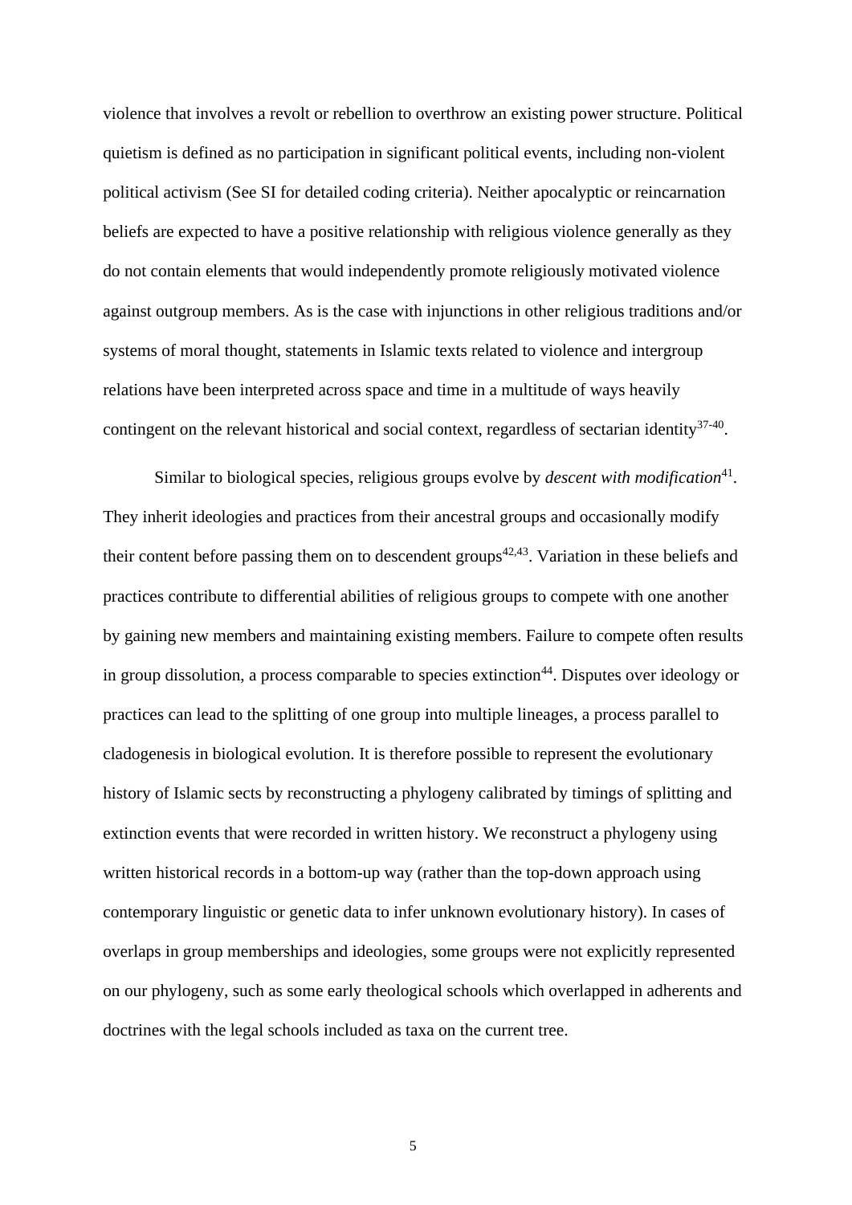violence that involves a revolt or rebellion to overthrow an existing power structure. Political quietism is defined as no participation in significant political events, including non-violent political activism (See SI for detailed coding criteria). Neither apocalyptic or reincarnation beliefs are expected to have a positive relationship with religious violence generally as they do not contain elements that would independently promote religiously motivated violence against outgroup members. As is the case with injunctions in other religious traditions and/or systems of moral thought, statements in Islamic texts related to violence and intergroup relations have been interpreted across space and time in a multitude of ways heavily contingent on the relevant historical and social context, regardless of sectarian identity[37-40].

Similar to biological species, religious groups evolve by *descent with modification*[41]. They inherit ideologies and practices from their ancestral groups and occasionally modify their content before passing them on to descendent groups[42,43]. Variation in these beliefs and practices contribute to differential abilities of religious groups to compete with one another by gaining new members and maintaining existing members. Failure to compete often results in group dissolution, a process comparable to species extinction[44]. Disputes over ideology or practices can lead to the splitting of one group into multiple lineages, a process parallel to cladogenesis in biological evolution. It is therefore possible to represent the evolutionary history of Islamic sects by reconstructing a phylogeny calibrated by timings of splitting and extinction events that were recorded in written history. We reconstruct a phylogeny using written historical records in a bottom-up way (rather than the top-down approach using contemporary linguistic or genetic data to infer unknown evolutionary history). In cases of overlaps in group memberships and ideologies, some groups were not explicitly represented on our phylogeny, such as some early theological schools which overlapped in adherents and doctrines with the legal schools included as taxa on the current tree.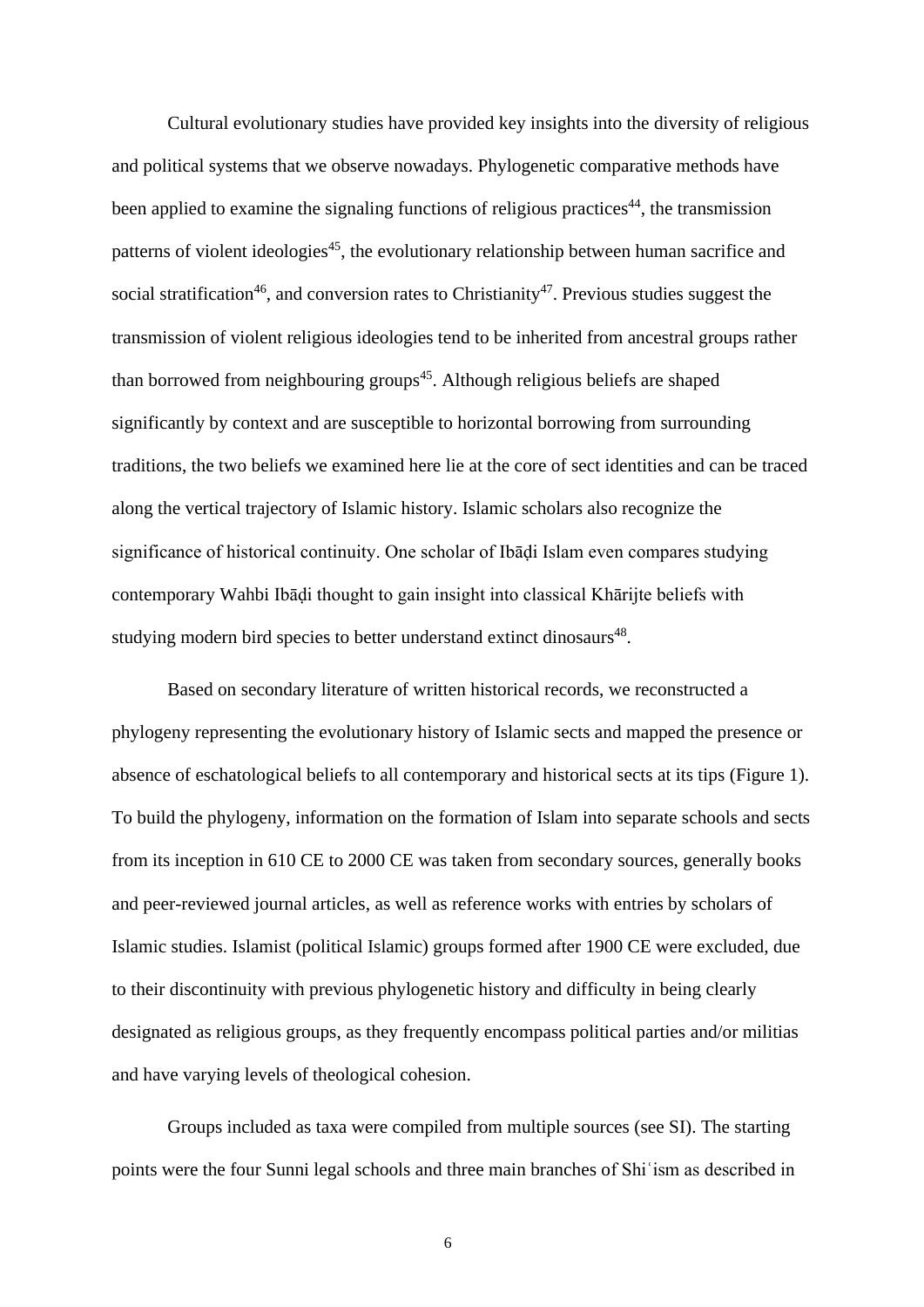Cultural evolutionary studies have provided key insights into the diversity of religious and political systems that we observe nowadays. Phylogenetic comparative methods have been applied to examine the signaling functions of religious practices[44], the transmission patterns of violent ideologies[45], the evolutionary relationship between human sacrifice and social stratification[46], and conversion rates to Christianity[47]. Previous studies suggest the transmission of violent religious ideologies tend to be inherited from ancestral groups rather than borrowed from neighbouring groups[45]. Although religious beliefs are shaped significantly by context and are susceptible to horizontal borrowing from surrounding traditions, the two beliefs we examined here lie at the core of sect identities and can be traced along the vertical trajectory of Islamic history. Islamic scholars also recognize the significance of historical continuity. One scholar of Ibāḍi Islam even compares studying contemporary Wahbi Ibāḍi thought to gain insight into classical Khārijte beliefs with studying modern bird species to better understand extinct dinosaurs[48].

Based on secondary literature of written historical records, we reconstructed a phylogeny representing the evolutionary history of Islamic sects and mapped the presence or absence of eschatological beliefs to all contemporary and historical sects at its tips (Figure 1). To build the phylogeny, information on the formation of Islam into separate schools and sects from its inception in 610 CE to 2000 CE was taken from secondary sources, generally books and peer-reviewed journal articles, as well as reference works with entries by scholars of Islamic studies. Islamist (political Islamic) groups formed after 1900 CE were excluded, due to their discontinuity with previous phylogenetic history and difficulty in being clearly designated as religious groups, as they frequently encompass political parties and/or militias and have varying levels of theological cohesion.

Groups included as taxa were compiled from multiple sources (see SI). The starting points were the four Sunni legal schools and three main branches of Shiʿism as described in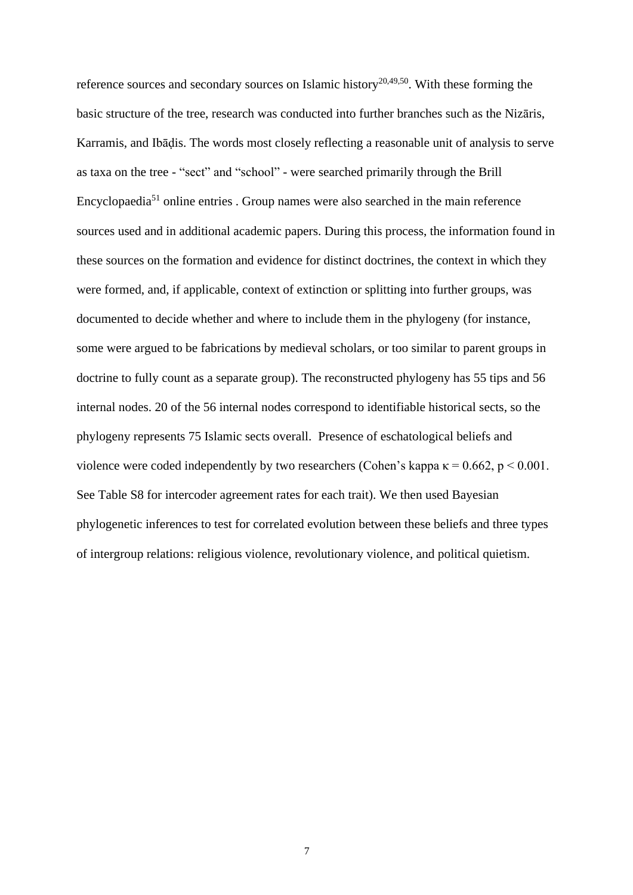reference sources and secondary sources on Islamic history[20,49,50]. With these forming the basic structure of the tree, research was conducted into further branches such as the Nizāris, Karramis, and Ibāḍis. The words most closely reflecting a reasonable unit of analysis to serve as taxa on the tree - "sect" and "school" - were searched primarily through the Brill Encyclopaedia[51] online entries . Group names were also searched in the main reference sources used and in additional academic papers. During this process, the information found in these sources on the formation and evidence for distinct doctrines, the context in which they were formed, and, if applicable, context of extinction or splitting into further groups, was documented to decide whether and where to include them in the phylogeny (for instance, some were argued to be fabrications by medieval scholars, or too similar to parent groups in doctrine to fully count as a separate group). The reconstructed phylogeny has 55 tips and 56 internal nodes. 20 of the 56 internal nodes correspond to identifiable historical sects, so the phylogeny represents 75 Islamic sects overall. Presence of eschatological beliefs and violence were coded independently by two researchers (Cohen's kappa $\kappa = 0.662$, $p < 0.001$. See Table S8 for intercoder agreement rates for each trait). We then used Bayesian phylogenetic inferences to test for correlated evolution between these beliefs and three types of intergroup relations: religious violence, revolutionary violence, and political quietism.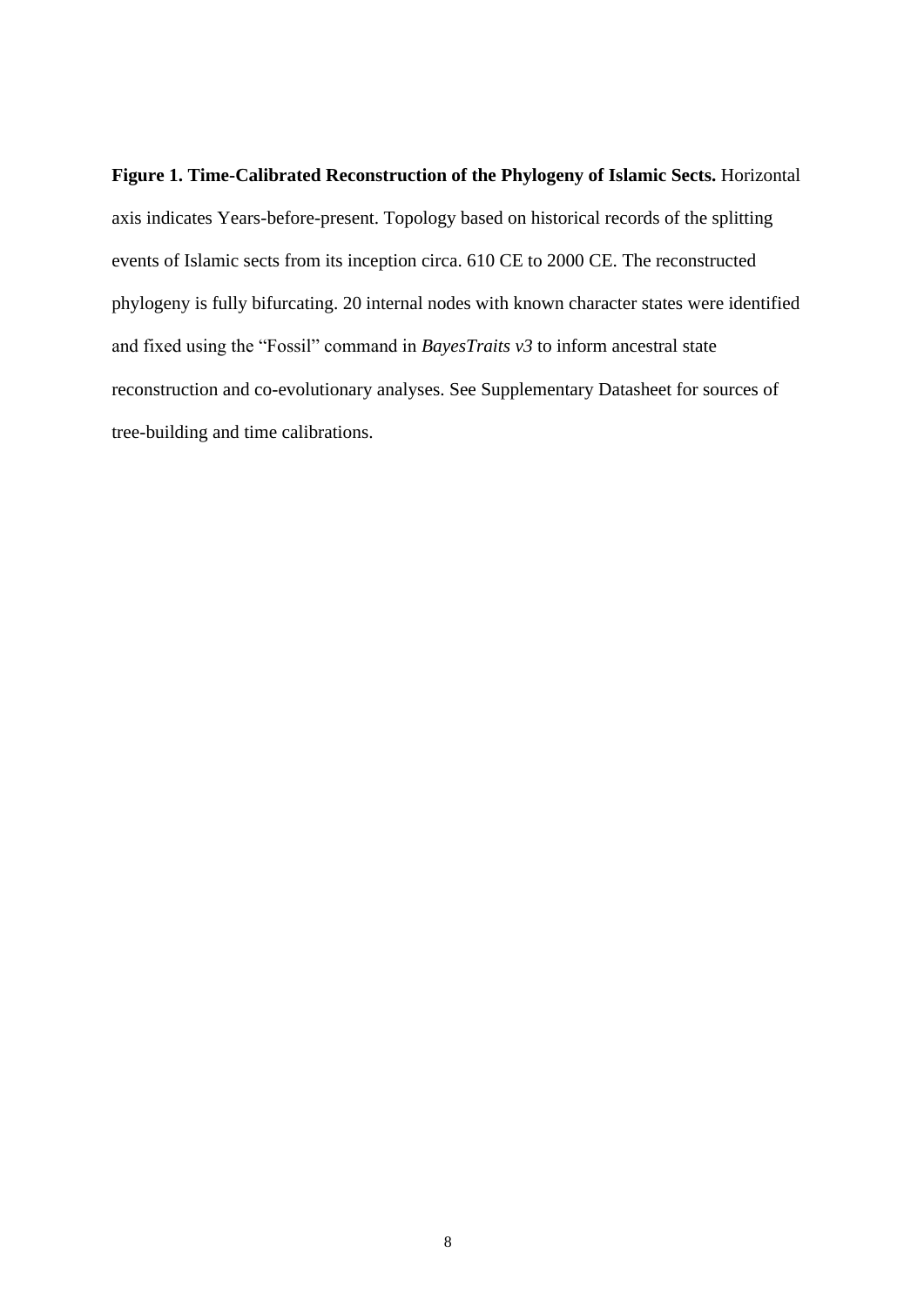**Figure 1. Time-Calibrated Reconstruction of the Phylogeny of Islamic Sects.** Horizontal axis indicates Years-before-present. Topology based on historical records of the splitting events of Islamic sects from its inception circa. 610 CE to 2000 CE. The reconstructed phylogeny is fully bifurcating. 20 internal nodes with known character states were identified and fixed using the "Fossil" command in *BayesTraits v3* to inform ancestral state reconstruction and co-evolutionary analyses. See Supplementary Datasheet for sources of tree-building and time calibrations.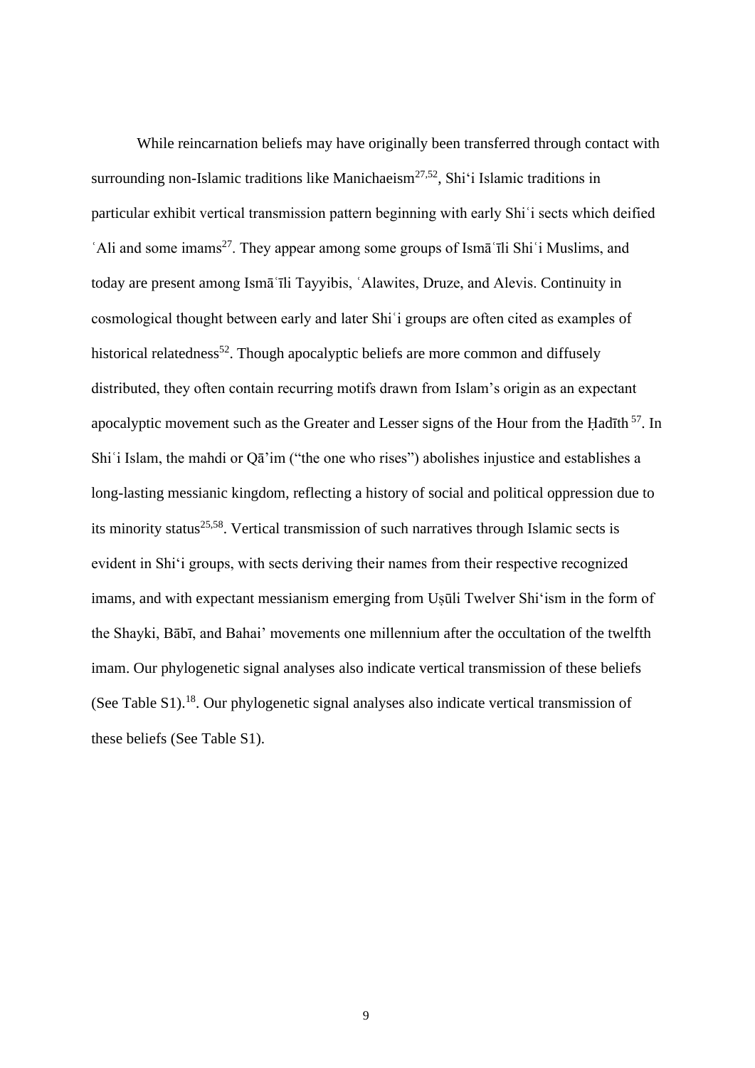While reincarnation beliefs may have originally been transferred through contact with surrounding non-Islamic traditions like Manichaeism[27,52], Shi'i Islamic traditions in particular exhibit vertical transmission pattern beginning with early Shiʿi sects which deified ʿAli and some imams[27]. They appear among some groups of Ismāʿīli Shiʿi Muslims, and today are present among Ismāʿīli Tayyibis, ʿAlawites, Druze, and Alevis. Continuity in cosmological thought between early and later Shiʿi groups are often cited as examples of historical relatedness[52]. Though apocalyptic beliefs are more common and diffusely distributed, they often contain recurring motifs drawn from Islam's origin as an expectant apocalyptic movement such as the Greater and Lesser signs of the Hour from the Ḥadīth [57]. In Shiʿi Islam, the mahdi or Qā'im ("the one who rises") abolishes injustice and establishes a long-lasting messianic kingdom, reflecting a history of social and political oppression due to its minority status[25,58]. Vertical transmission of such narratives through Islamic sects is evident in Shi'i groups, with sects deriving their names from their respective recognized imams, and with expectant messianism emerging from Uṣūli Twelver Shi'ism in the form of the Shayki, Bābī, and Bahai' movements one millennium after the occultation of the twelfth imam. Our phylogenetic signal analyses also indicate vertical transmission of these beliefs (See Table S1).[18]. Our phylogenetic signal analyses also indicate vertical transmission of these beliefs (See Table S1).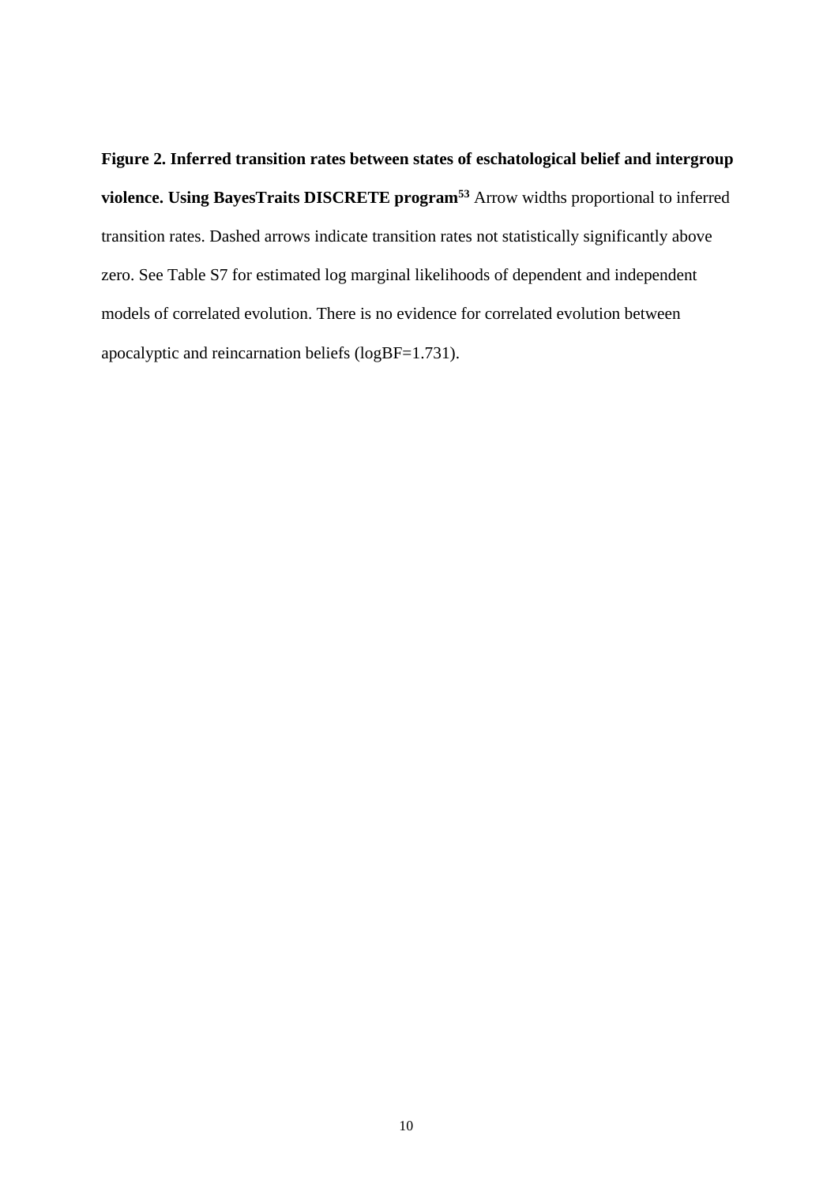**Figure 2. Inferred transition rates between states of eschatological belief and intergroup violence. Using BayesTraits DISCRETE program[53]** Arrow widths proportional to inferred transition rates. Dashed arrows indicate transition rates not statistically significantly above zero. See Table S7 for estimated log marginal likelihoods of dependent and independent models of correlated evolution. There is no evidence for correlated evolution between apocalyptic and reincarnation beliefs (logBF=1.731).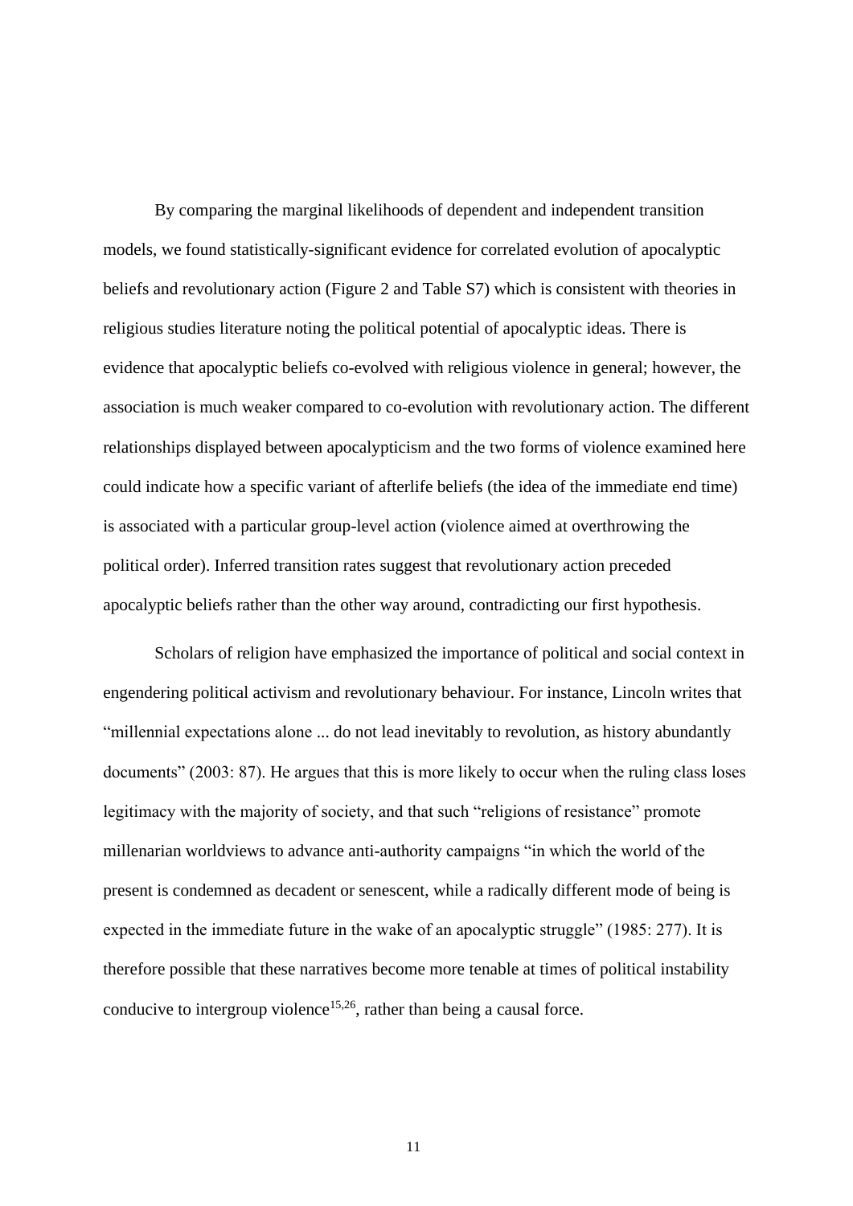By comparing the marginal likelihoods of dependent and independent transition models, we found statistically-significant evidence for correlated evolution of apocalyptic beliefs and revolutionary action (Figure 2 and Table S7) which is consistent with theories in religious studies literature noting the political potential of apocalyptic ideas. There is evidence that apocalyptic beliefs co-evolved with religious violence in general; however, the association is much weaker compared to co-evolution with revolutionary action. The different relationships displayed between apocalypticism and the two forms of violence examined here could indicate how a specific variant of afterlife beliefs (the idea of the immediate end time) is associated with a particular group-level action (violence aimed at overthrowing the political order). Inferred transition rates suggest that revolutionary action preceded apocalyptic beliefs rather than the other way around, contradicting our first hypothesis.

Scholars of religion have emphasized the importance of political and social context in engendering political activism and revolutionary behaviour. For instance, Lincoln writes that "millennial expectations alone ... do not lead inevitably to revolution, as history abundantly documents" (2003: 87). He argues that this is more likely to occur when the ruling class loses legitimacy with the majority of society, and that such "religions of resistance" promote millenarian worldviews to advance anti-authority campaigns "in which the world of the present is condemned as decadent or senescent, while a radically different mode of being is expected in the immediate future in the wake of an apocalyptic struggle" (1985: 277). It is therefore possible that these narratives become more tenable at times of political instability conducive to intergroup violence[15,26], rather than being a causal force.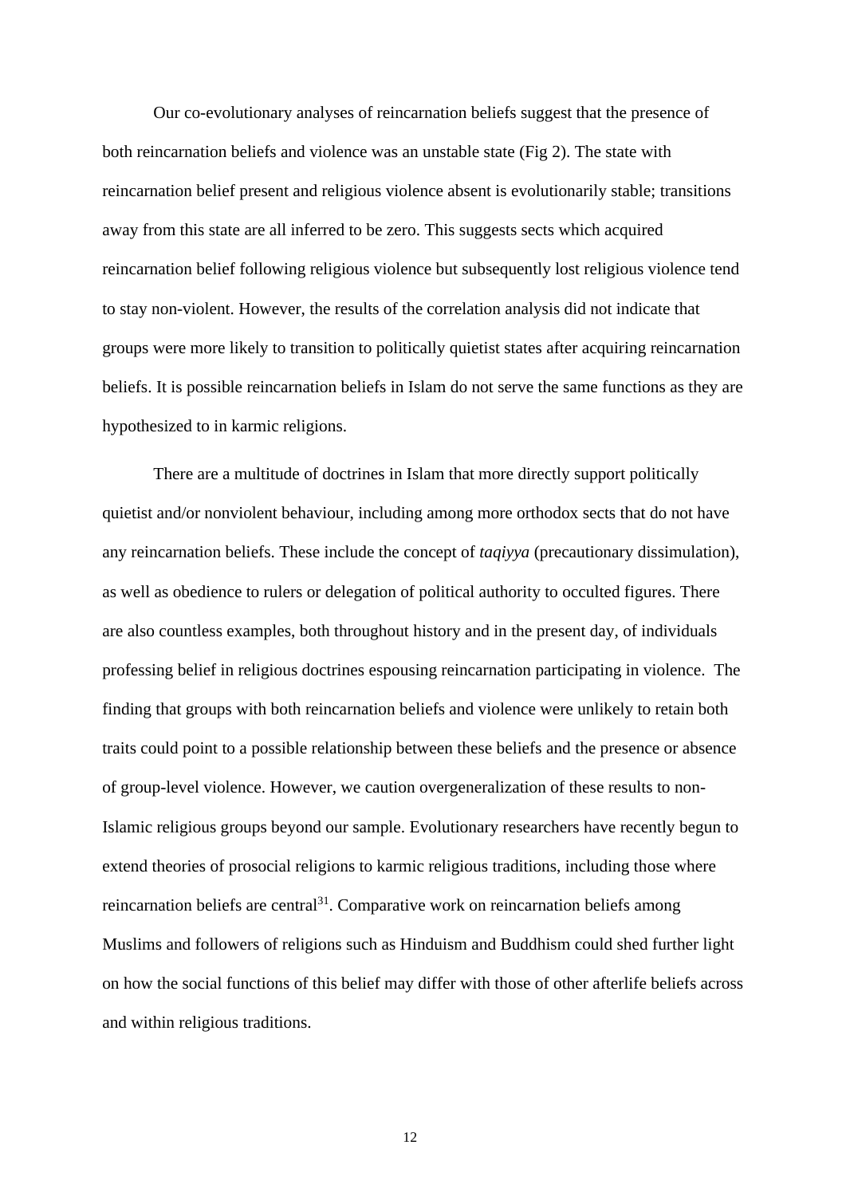Our co-evolutionary analyses of reincarnation beliefs suggest that the presence of both reincarnation beliefs and violence was an unstable state (Fig 2). The state with reincarnation belief present and religious violence absent is evolutionarily stable; transitions away from this state are all inferred to be zero. This suggests sects which acquired reincarnation belief following religious violence but subsequently lost religious violence tend to stay non-violent. However, the results of the correlation analysis did not indicate that groups were more likely to transition to politically quietist states after acquiring reincarnation beliefs. It is possible reincarnation beliefs in Islam do not serve the same functions as they are hypothesized to in karmic religions.

There are a multitude of doctrines in Islam that more directly support politically quietist and/or nonviolent behaviour, including among more orthodox sects that do not have any reincarnation beliefs. These include the concept of *taqiyya* (precautionary dissimulation), as well as obedience to rulers or delegation of political authority to occulted figures. There are also countless examples, both throughout history and in the present day, of individuals professing belief in religious doctrines espousing reincarnation participating in violence. The finding that groups with both reincarnation beliefs and violence were unlikely to retain both traits could point to a possible relationship between these beliefs and the presence or absence of group-level violence. However, we caution overgeneralization of these results to non-Islamic religious groups beyond our sample. Evolutionary researchers have recently begun to extend theories of prosocial religions to karmic religious traditions, including those where reincarnation beliefs are central[31]. Comparative work on reincarnation beliefs among Muslims and followers of religions such as Hinduism and Buddhism could shed further light on how the social functions of this belief may differ with those of other afterlife beliefs across and within religious traditions.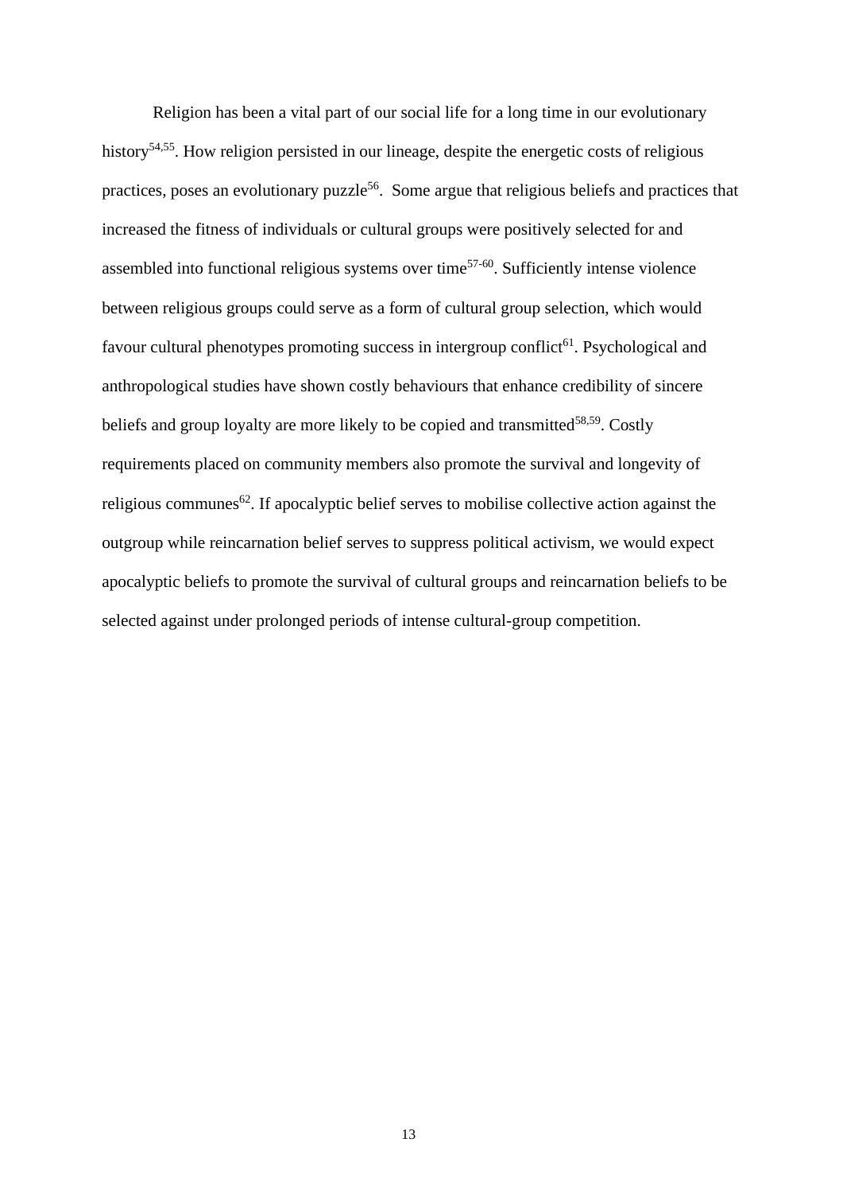Religion has been a vital part of our social life for a long time in our evolutionary history[54,55]. How religion persisted in our lineage, despite the energetic costs of religious practices, poses an evolutionary puzzle[56]. Some argue that religious beliefs and practices that increased the fitness of individuals or cultural groups were positively selected for and assembled into functional religious systems over time[57-60]. Sufficiently intense violence between religious groups could serve as a form of cultural group selection, which would favour cultural phenotypes promoting success in intergroup conflict[61]. Psychological and anthropological studies have shown costly behaviours that enhance credibility of sincere beliefs and group loyalty are more likely to be copied and transmitted[58,59]. Costly requirements placed on community members also promote the survival and longevity of religious communes[62]. If apocalyptic belief serves to mobilise collective action against the outgroup while reincarnation belief serves to suppress political activism, we would expect apocalyptic beliefs to promote the survival of cultural groups and reincarnation beliefs to be selected against under prolonged periods of intense cultural-group competition.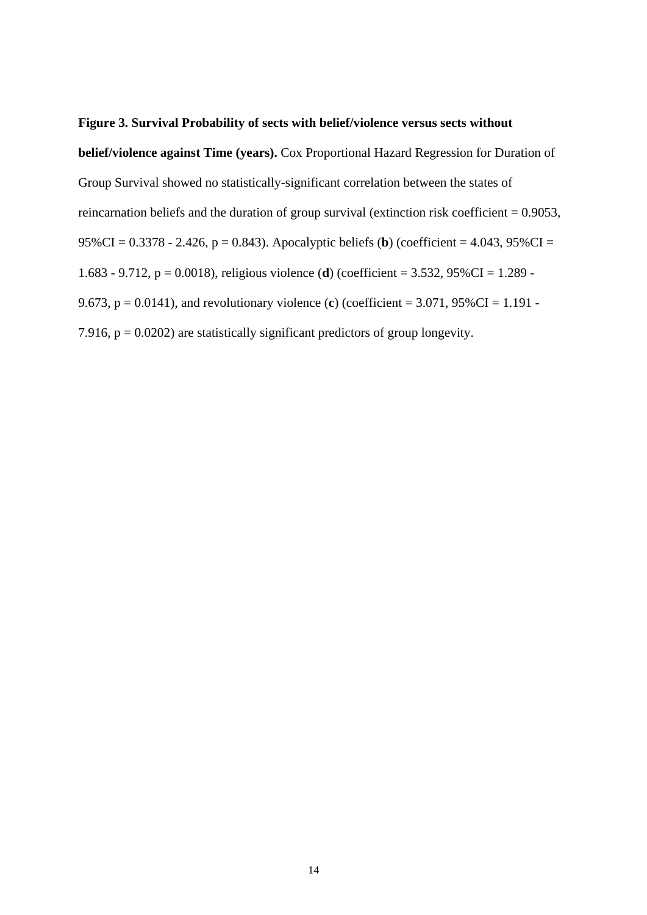**Figure 3. Survival Probability of sects with belief/violence versus sects without belief/violence against Time (years).** Cox Proportional Hazard Regression for Duration of Group Survival showed no statistically-significant correlation between the states of reincarnation beliefs and the duration of group survival (extinction risk coefficient = 0.9053, 95%CI = 0.3378 - 2.426, $p = 0.843$). Apocalyptic beliefs (**b**) (coefficient = 4.043, 95%CI = 1.683 - 9.712, $p = 0.0018$), religious violence (**d**) (coefficient = 3.532, 95%CI = 1.289 - 9.673, $p = 0.0141$), and revolutionary violence (**c**) (coefficient = 3.071, 95%CI = 1.191 - 7.916, $p = 0.0202$) are statistically significant predictors of group longevity.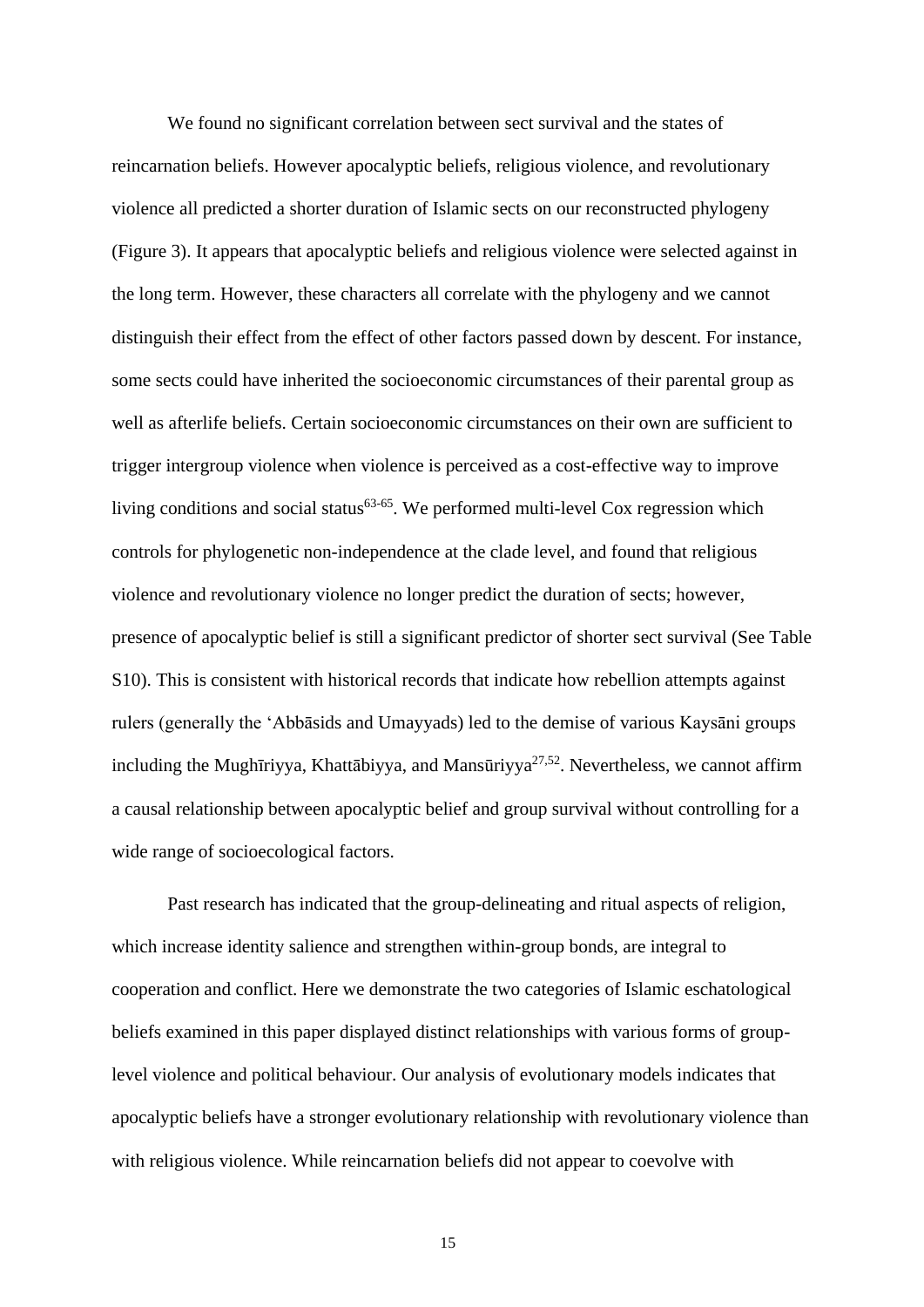We found no significant correlation between sect survival and the states of reincarnation beliefs. However apocalyptic beliefs, religious violence, and revolutionary violence all predicted a shorter duration of Islamic sects on our reconstructed phylogeny (Figure 3). It appears that apocalyptic beliefs and religious violence were selected against in the long term. However, these characters all correlate with the phylogeny and we cannot distinguish their effect from the effect of other factors passed down by descent. For instance, some sects could have inherited the socioeconomic circumstances of their parental group as well as afterlife beliefs. Certain socioeconomic circumstances on their own are sufficient to trigger intergroup violence when violence is perceived as a cost-effective way to improve living conditions and social status[63-65]. We performed multi-level Cox regression which controls for phylogenetic non-independence at the clade level, and found that religious violence and revolutionary violence no longer predict the duration of sects; however, presence of apocalyptic belief is still a significant predictor of shorter sect survival (See Table S10). This is consistent with historical records that indicate how rebellion attempts against rulers (generally the ʻAbbāsids and Umayyads) led to the demise of various Kaysāni groups including the Mughīriyya, Khattābiyya, and Mansūriyya[27,52]. Nevertheless, we cannot affirm a causal relationship between apocalyptic belief and group survival without controlling for a wide range of socioecological factors.

Past research has indicated that the group-delineating and ritual aspects of religion, which increase identity salience and strengthen within-group bonds, are integral to cooperation and conflict. Here we demonstrate the two categories of Islamic eschatological beliefs examined in this paper displayed distinct relationships with various forms of group-level violence and political behaviour. Our analysis of evolutionary models indicates that apocalyptic beliefs have a stronger evolutionary relationship with revolutionary violence than with religious violence. While reincarnation beliefs did not appear to coevolve with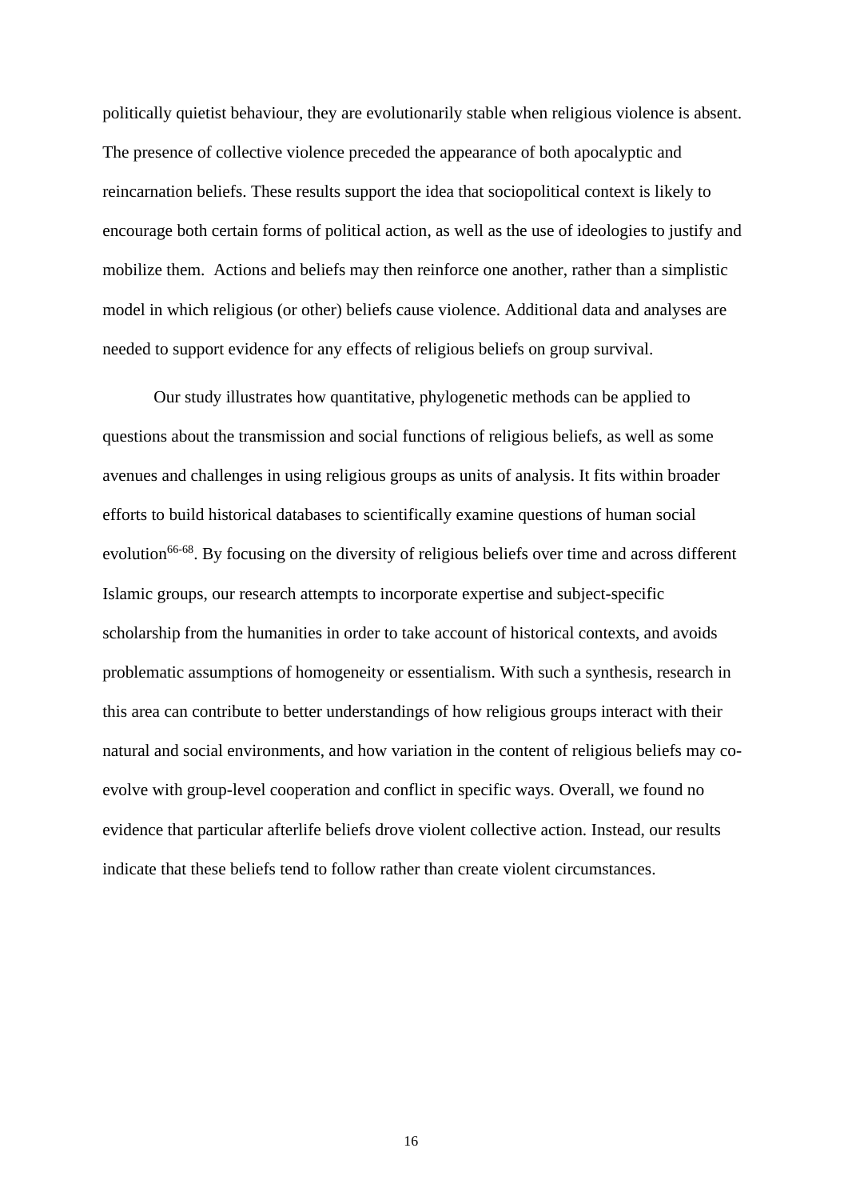politically quietist behaviour, they are evolutionarily stable when religious violence is absent. The presence of collective violence preceded the appearance of both apocalyptic and reincarnation beliefs. These results support the idea that sociopolitical context is likely to encourage both certain forms of political action, as well as the use of ideologies to justify and mobilize them. Actions and beliefs may then reinforce one another, rather than a simplistic model in which religious (or other) beliefs cause violence. Additional data and analyses are needed to support evidence for any effects of religious beliefs on group survival.

Our study illustrates how quantitative, phylogenetic methods can be applied to questions about the transmission and social functions of religious beliefs, as well as some avenues and challenges in using religious groups as units of analysis. It fits within broader efforts to build historical databases to scientifically examine questions of human social evolution[66-68]. By focusing on the diversity of religious beliefs over time and across different Islamic groups, our research attempts to incorporate expertise and subject-specific scholarship from the humanities in order to take account of historical contexts, and avoids problematic assumptions of homogeneity or essentialism. With such a synthesis, research in this area can contribute to better understandings of how religious groups interact with their natural and social environments, and how variation in the content of religious beliefs may co-evolve with group-level cooperation and conflict in specific ways. Overall, we found no evidence that particular afterlife beliefs drove violent collective action. Instead, our results indicate that these beliefs tend to follow rather than create violent circumstances.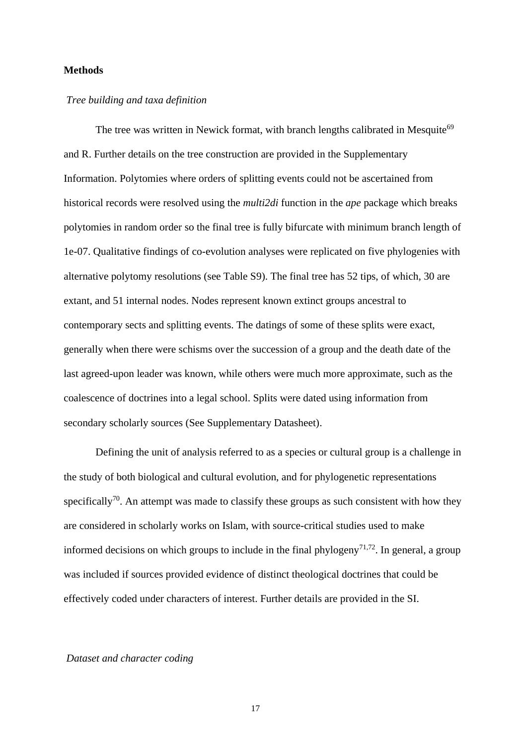## Methods

*Tree building and taxa definition*

The tree was written in Newick format, with branch lengths calibrated in Mesquite[69] and R. Further details on the tree construction are provided in the Supplementary Information. Polytomies where orders of splitting events could not be ascertained from historical records were resolved using the *multi2di* function in the *ape* package which breaks polytomies in random order so the final tree is fully bifurcate with minimum branch length of 1e-07. Qualitative findings of co-evolution analyses were replicated on five phylogenies with alternative polytomy resolutions (see Table S9). The final tree has 52 tips, of which, 30 are extant, and 51 internal nodes. Nodes represent known extinct groups ancestral to contemporary sects and splitting events. The datings of some of these splits were exact, generally when there were schisms over the succession of a group and the death date of the last agreed-upon leader was known, while others were much more approximate, such as the coalescence of doctrines into a legal school. Splits were dated using information from secondary scholarly sources (See Supplementary Datasheet).

Defining the unit of analysis referred to as a species or cultural group is a challenge in the study of both biological and cultural evolution, and for phylogenetic representations specifically[70]. An attempt was made to classify these groups as such consistent with how they are considered in scholarly works on Islam, with source-critical studies used to make informed decisions on which groups to include in the final phylogeny[71,72]. In general, a group was included if sources provided evidence of distinct theological doctrines that could be effectively coded under characters of interest. Further details are provided in the SI.

*Dataset and character coding*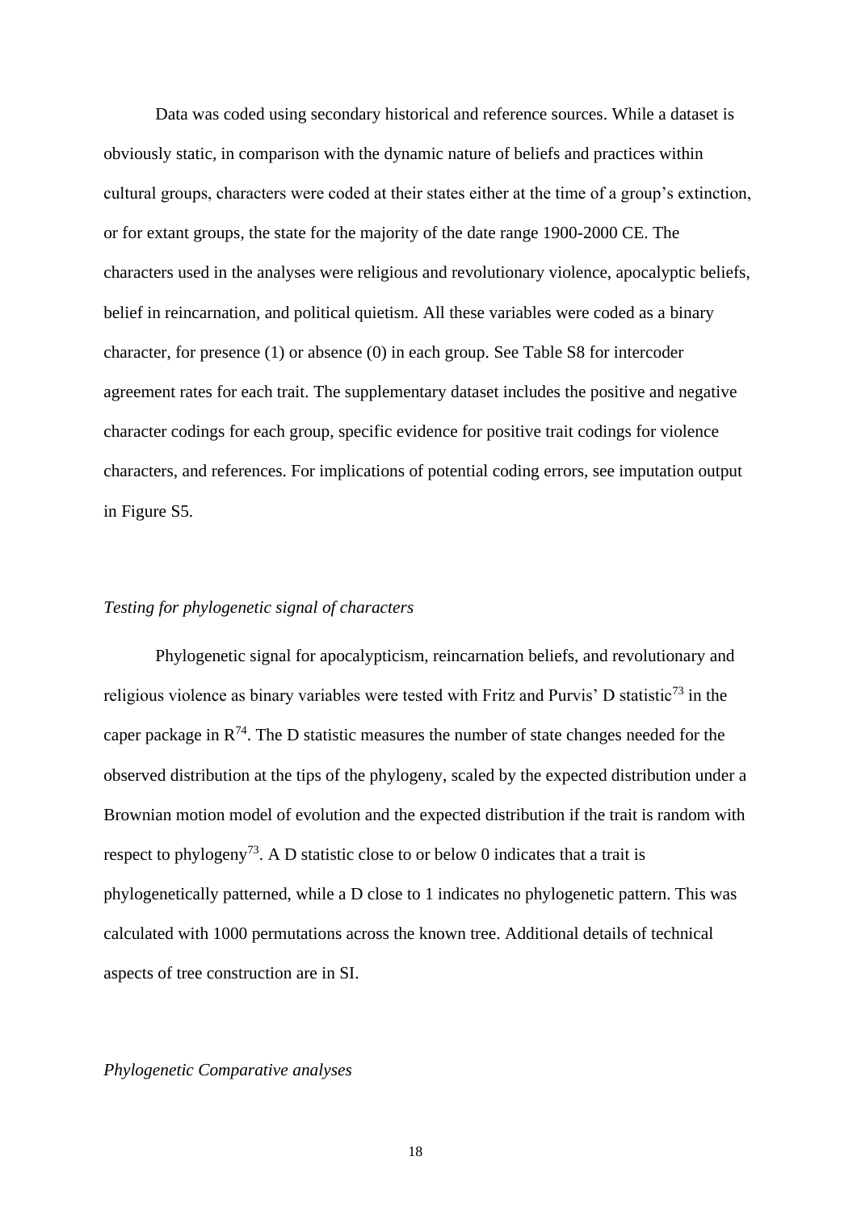Data was coded using secondary historical and reference sources. While a dataset is obviously static, in comparison with the dynamic nature of beliefs and practices within cultural groups, characters were coded at their states either at the time of a group's extinction, or for extant groups, the state for the majority of the date range 1900-2000 CE. The characters used in the analyses were religious and revolutionary violence, apocalyptic beliefs, belief in reincarnation, and political quietism. All these variables were coded as a binary character, for presence (1) or absence (0) in each group. See Table S8 for intercoder agreement rates for each trait. The supplementary dataset includes the positive and negative character codings for each group, specific evidence for positive trait codings for violence characters, and references. For implications of potential coding errors, see imputation output in Figure S5.

*Testing for phylogenetic signal of characters*

Phylogenetic signal for apocalypticism, reincarnation beliefs, and revolutionary and religious violence as binary variables were tested with Fritz and Purvis' D statistic[73] in the caper package in R[74]. The D statistic measures the number of state changes needed for the observed distribution at the tips of the phylogeny, scaled by the expected distribution under a Brownian motion model of evolution and the expected distribution if the trait is random with respect to phylogeny[73]. A D statistic close to or below 0 indicates that a trait is phylogenetically patterned, while a D close to 1 indicates no phylogenetic pattern. This was calculated with 1000 permutations across the known tree. Additional details of technical aspects of tree construction are in SI.

*Phylogenetic Comparative analyses*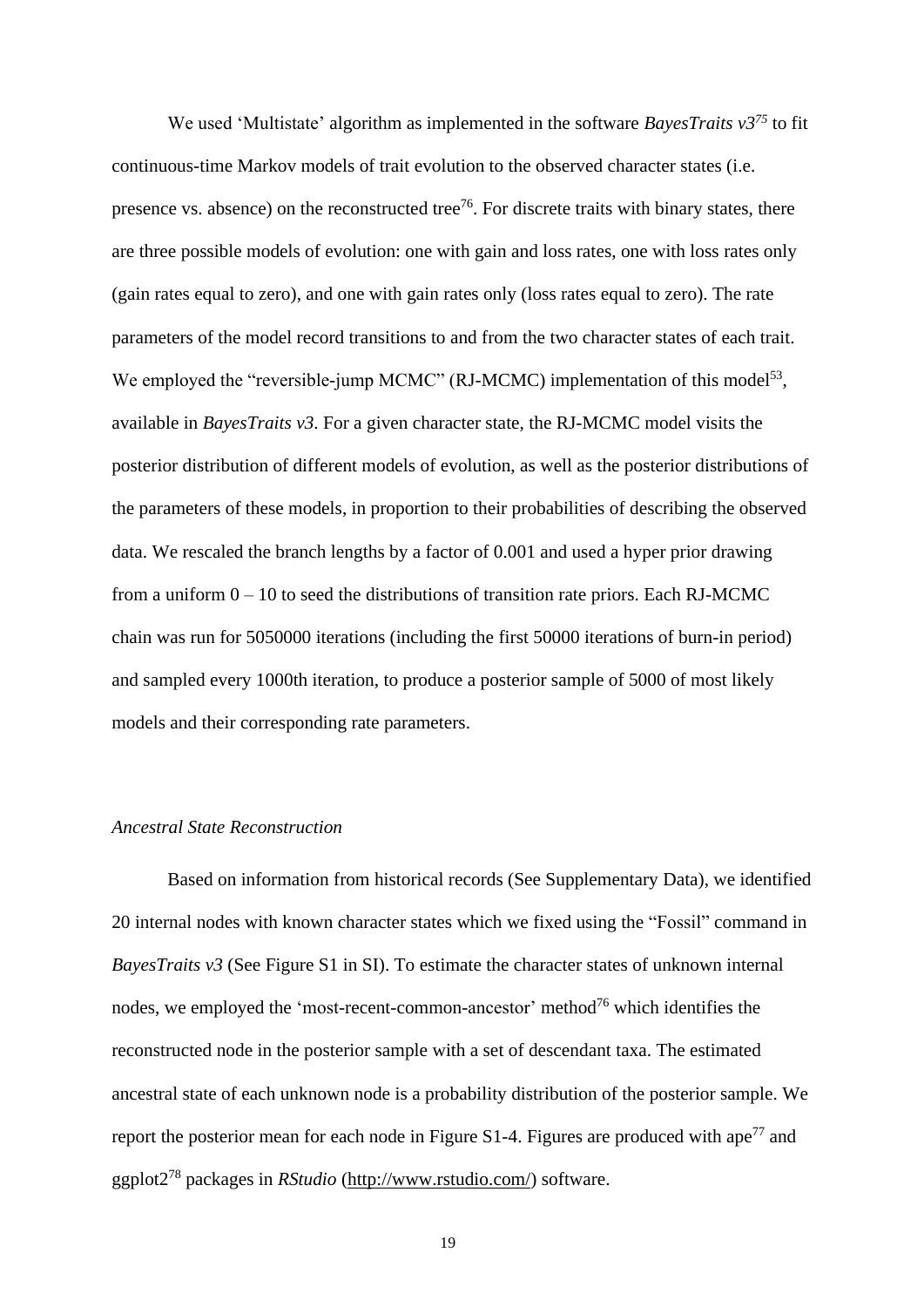We used 'Multistate' algorithm as implemented in the software *BayesTraits v3*[75] to fit continuous-time Markov models of trait evolution to the observed character states (i.e. presence vs. absence) on the reconstructed tree[76]. For discrete traits with binary states, there are three possible models of evolution: one with gain and loss rates, one with loss rates only (gain rates equal to zero), and one with gain rates only (loss rates equal to zero). The rate parameters of the model record transitions to and from the two character states of each trait. We employed the "reversible-jump MCMC" (RJ-MCMC) implementation of this model[53], available in *BayesTraits v3*. For a given character state, the RJ-MCMC model visits the posterior distribution of different models of evolution, as well as the posterior distributions of the parameters of these models, in proportion to their probabilities of describing the observed data. We rescaled the branch lengths by a factor of 0.001 and used a hyper prior drawing from a uniform 0 – 10 to seed the distributions of transition rate priors. Each RJ-MCMC chain was run for 5050000 iterations (including the first 50000 iterations of burn-in period) and sampled every 1000th iteration, to produce a posterior sample of 5000 of most likely models and their corresponding rate parameters.

*Ancestral State Reconstruction*

Based on information from historical records (See Supplementary Data), we identified 20 internal nodes with known character states which we fixed using the "Fossil" command in *BayesTraits v3* (See Figure S1 in SI). To estimate the character states of unknown internal nodes, we employed the 'most-recent-common-ancestor' method[76] which identifies the reconstructed node in the posterior sample with a set of descendant taxa. The estimated ancestral state of each unknown node is a probability distribution of the posterior sample. We report the posterior mean for each node in Figure S1-4. Figures are produced with ape[77] and ggplot2[78] packages in *RStudio* (http://www.rstudio.com/) software.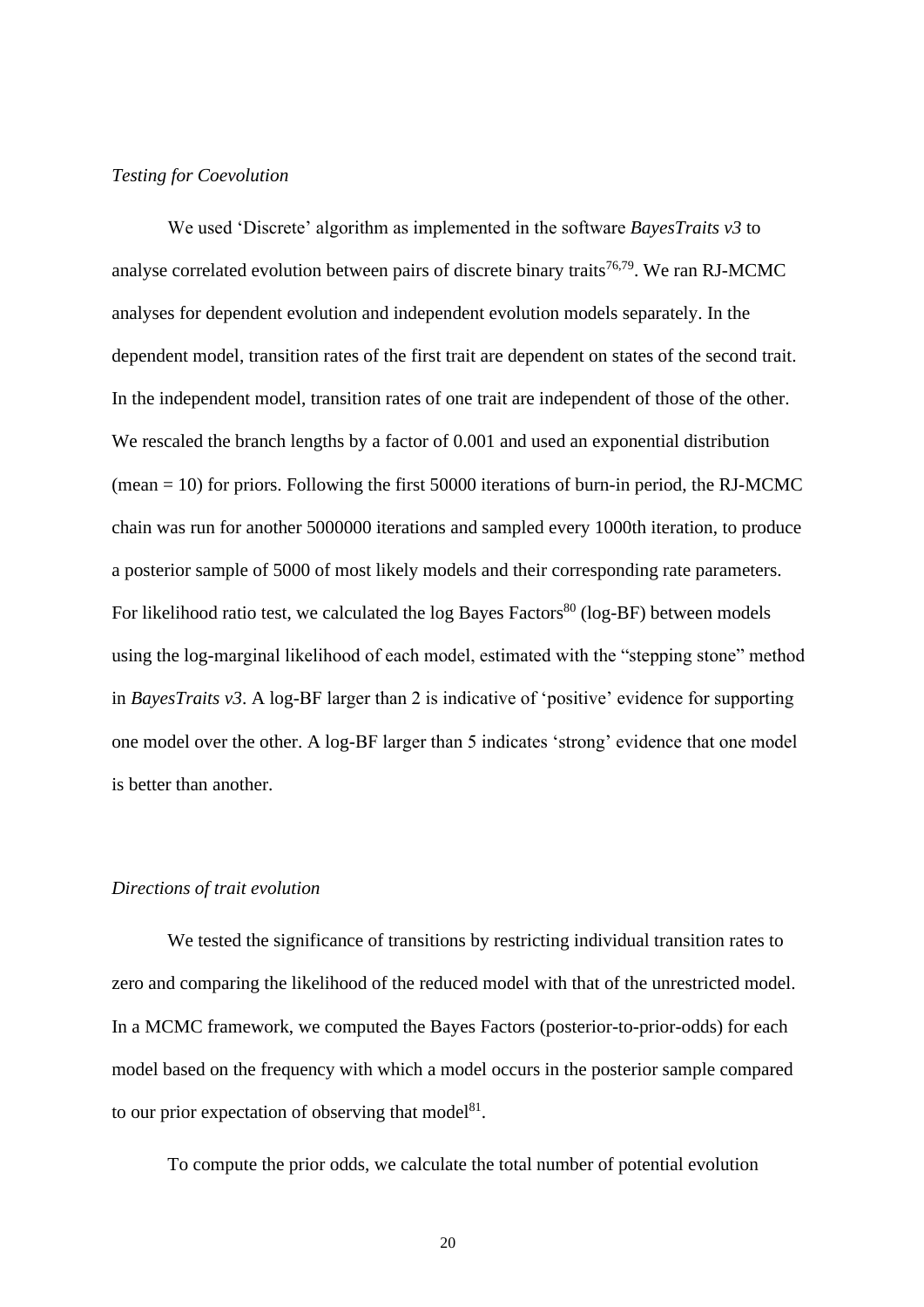*Testing for Coevolution*

We used 'Discrete' algorithm as implemented in the software *BayesTraits v3* to analyse correlated evolution between pairs of discrete binary traits[76,79]. We ran RJ-MCMC analyses for dependent evolution and independent evolution models separately. In the dependent model, transition rates of the first trait are dependent on states of the second trait. In the independent model, transition rates of one trait are independent of those of the other. We rescaled the branch lengths by a factor of 0.001 and used an exponential distribution (mean = 10) for priors. Following the first 50000 iterations of burn-in period, the RJ-MCMC chain was run for another 5000000 iterations and sampled every 1000th iteration, to produce a posterior sample of 5000 of most likely models and their corresponding rate parameters. For likelihood ratio test, we calculated the log Bayes Factors[80] (log-BF) between models using the log-marginal likelihood of each model, estimated with the "stepping stone" method in *BayesTraits v3*. A log-BF larger than 2 is indicative of 'positive' evidence for supporting one model over the other. A log-BF larger than 5 indicates 'strong' evidence that one model is better than another.

*Directions of trait evolution*

We tested the significance of transitions by restricting individual transition rates to zero and comparing the likelihood of the reduced model with that of the unrestricted model. In a MCMC framework, we computed the Bayes Factors (posterior-to-prior-odds) for each model based on the frequency with which a model occurs in the posterior sample compared to our prior expectation of observing that model[81].

To compute the prior odds, we calculate the total number of potential evolution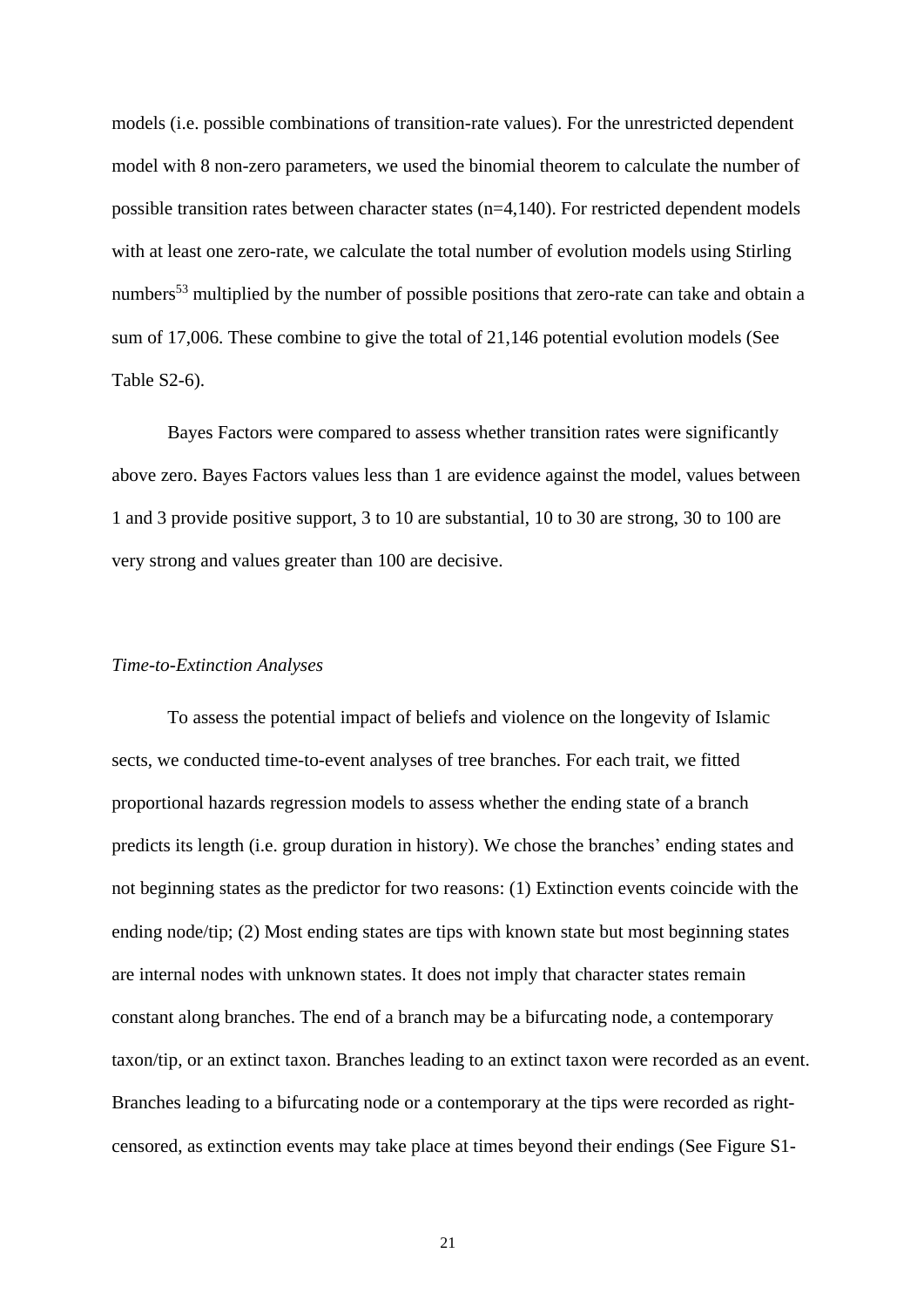models (i.e. possible combinations of transition-rate values). For the unrestricted dependent model with 8 non-zero parameters, we used the binomial theorem to calculate the number of possible transition rates between character states (n=4,140). For restricted dependent models with at least one zero-rate, we calculate the total number of evolution models using Stirling numbers[53] multiplied by the number of possible positions that zero-rate can take and obtain a sum of 17,006. These combine to give the total of 21,146 potential evolution models (See Table S2-6).

Bayes Factors were compared to assess whether transition rates were significantly above zero. Bayes Factors values less than 1 are evidence against the model, values between 1 and 3 provide positive support, 3 to 10 are substantial, 10 to 30 are strong, 30 to 100 are very strong and values greater than 100 are decisive.

*Time-to-Extinction Analyses*

To assess the potential impact of beliefs and violence on the longevity of Islamic sects, we conducted time-to-event analyses of tree branches. For each trait, we fitted proportional hazards regression models to assess whether the ending state of a branch predicts its length (i.e. group duration in history). We chose the branches' ending states and not beginning states as the predictor for two reasons: (1) Extinction events coincide with the ending node/tip; (2) Most ending states are tips with known state but most beginning states are internal nodes with unknown states. It does not imply that character states remain constant along branches. The end of a branch may be a bifurcating node, a contemporary taxon/tip, or an extinct taxon. Branches leading to an extinct taxon were recorded as an event. Branches leading to a bifurcating node or a contemporary at the tips were recorded as right-censored, as extinction events may take place at times beyond their endings (See Figure S1-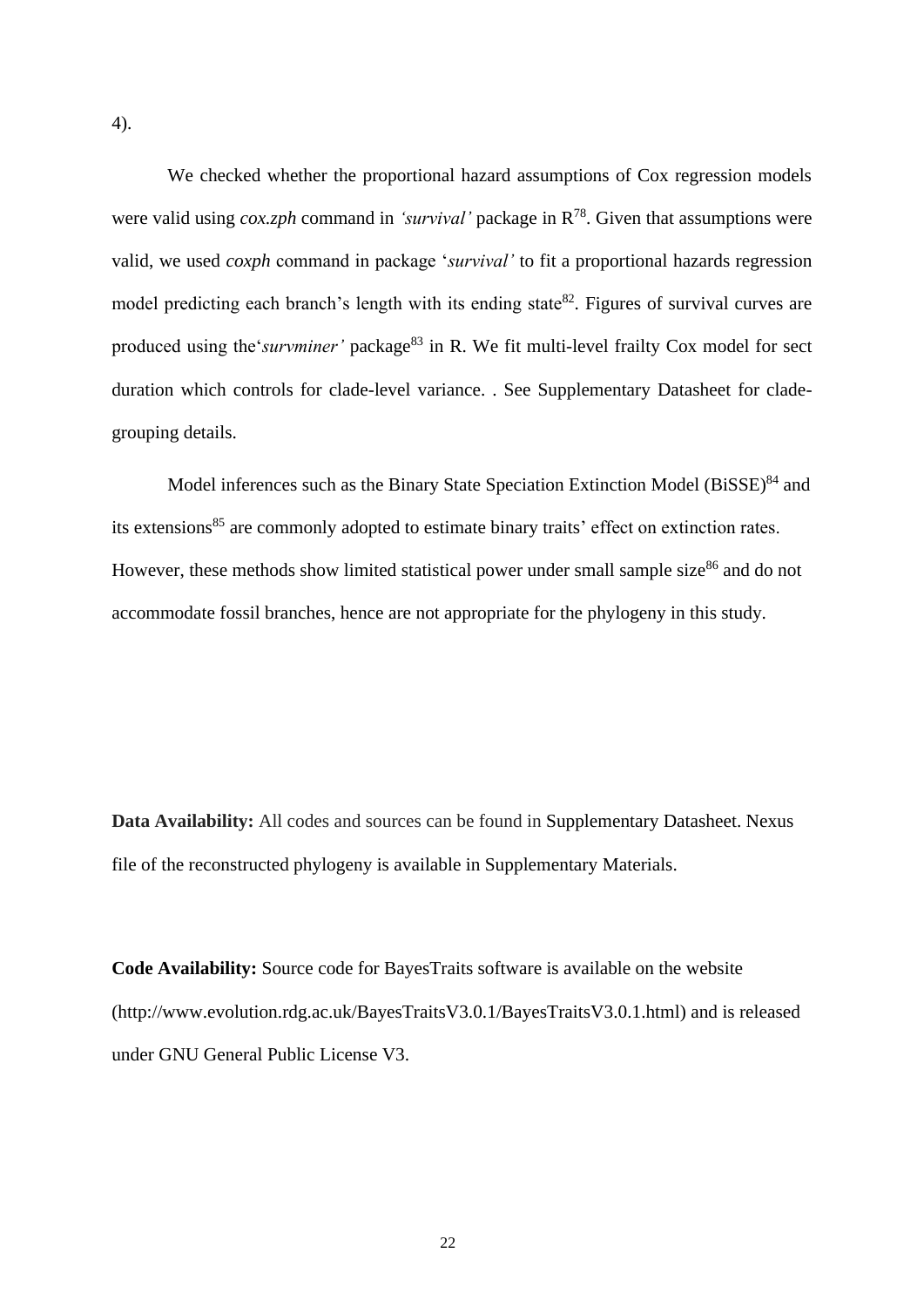4).

We checked whether the proportional hazard assumptions of Cox regression models were valid using *cox.zph* command in *'survival'* package in R[78]. Given that assumptions were valid, we used *coxph* command in package '*survival'* to fit a proportional hazards regression model predicting each branch's length with its ending state[82]. Figures of survival curves are produced using the'*survminer'* package[83] in R. We fit multi-level frailty Cox model for sect duration which controls for clade-level variance. . See Supplementary Datasheet for clade-grouping details.

Model inferences such as the Binary State Speciation Extinction Model (BiSSE)[84] and its extensions[85] are commonly adopted to estimate binary traits' effect on extinction rates. However, these methods show limited statistical power under small sample size[86] and do not accommodate fossil branches, hence are not appropriate for the phylogeny in this study.

**Data Availability:** All codes and sources can be found in Supplementary Datasheet. Nexus file of the reconstructed phylogeny is available in Supplementary Materials.

**Code Availability:** Source code for BayesTraits software is available on the website (http://www.evolution.rdg.ac.uk/BayesTraitsV3.0.1/BayesTraitsV3.0.1.html) and is released under GNU General Public License V3.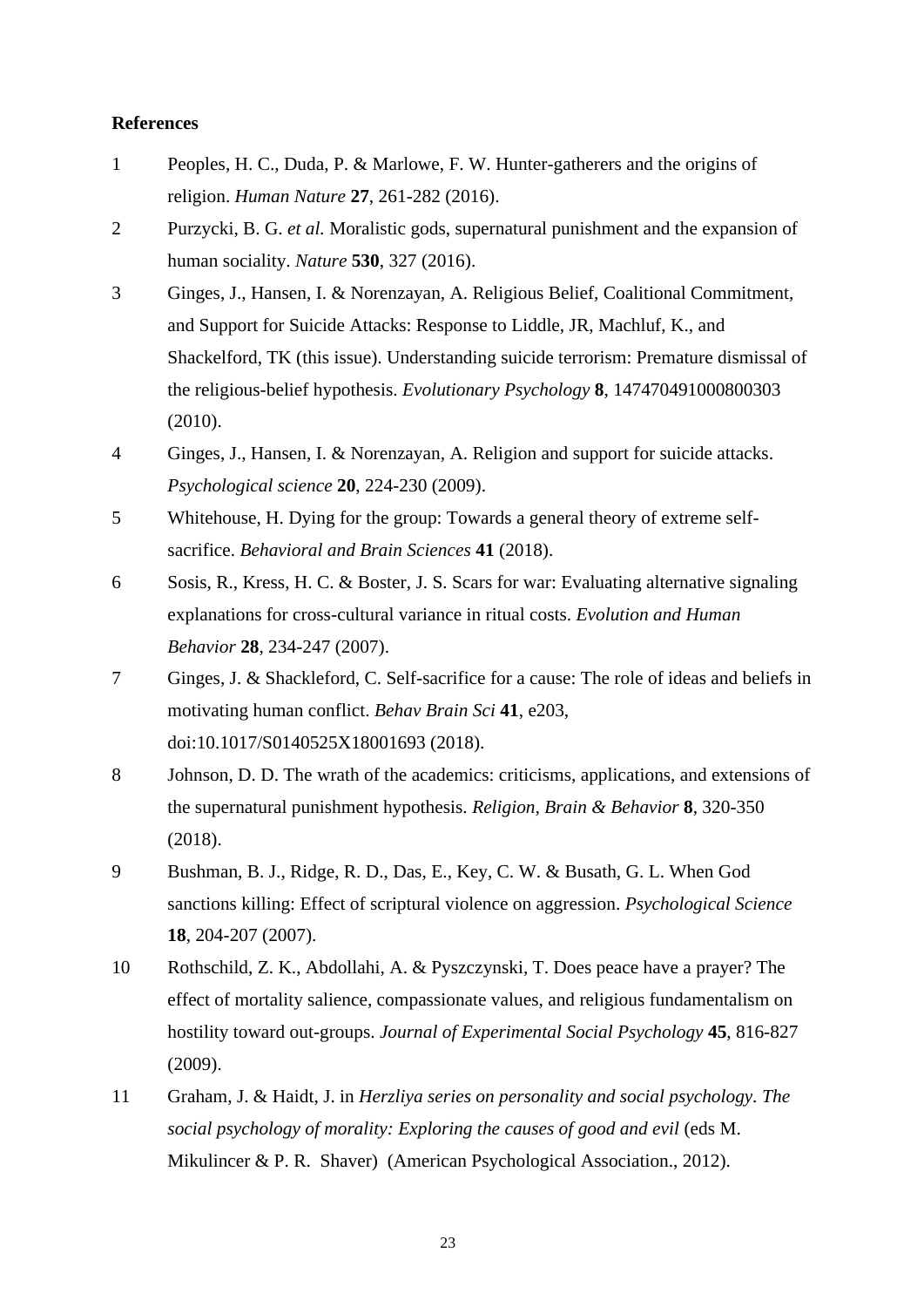**References**

1. Peoples, H. C., Duda, P. & Marlowe, F. W. Hunter-gatherers and the origins of religion. *Human Nature* **27**, 261-282 (2016).
2. Purzycki, B. G. *et al.* Moralistic gods, supernatural punishment and the expansion of human sociality. *Nature* **530**, 327 (2016).
3. Ginges, J., Hansen, I. & Norenzayan, A. Religious Belief, Coalitional Commitment, and Support for Suicide Attacks: Response to Liddle, JR, Machluf, K., and Shackelford, TK (this issue). Understanding suicide terrorism: Premature dismissal of the religious-belief hypothesis. *Evolutionary Psychology* **8**, 147470491000800303 (2010).
4. Ginges, J., Hansen, I. & Norenzayan, A. Religion and support for suicide attacks. *Psychological science* **20**, 224-230 (2009).
5. Whitehouse, H. Dying for the group: Towards a general theory of extreme self-sacrifice. *Behavioral and Brain Sciences* **41** (2018).
6. Sosis, R., Kress, H. C. & Boster, J. S. Scars for war: Evaluating alternative signaling explanations for cross-cultural variance in ritual costs. *Evolution and Human Behavior* **28**, 234-247 (2007).
7. Ginges, J. & Shackleford, C. Self-sacrifice for a cause: The role of ideas and beliefs in motivating human conflict. *Behav Brain Sci* **41**, e203, doi:10.1017/S0140525X18001693 (2018).
8. Johnson, D. D. The wrath of the academics: criticisms, applications, and extensions of the supernatural punishment hypothesis. *Religion, Brain & Behavior* **8**, 320-350 (2018).
9. Bushman, B. J., Ridge, R. D., Das, E., Key, C. W. & Busath, G. L. When God sanctions killing: Effect of scriptural violence on aggression. *Psychological Science* **18**, 204-207 (2007).
10. Rothschild, Z. K., Abdollahi, A. & Pyszczynski, T. Does peace have a prayer? The effect of mortality salience, compassionate values, and religious fundamentalism on hostility toward out-groups. *Journal of Experimental Social Psychology* **45**, 816-827 (2009).
11. Graham, J. & Haidt, J. in *Herzliya series on personality and social psychology. The social psychology of morality: Exploring the causes of good and evil* (eds M. Mikulincer & P. R. Shaver) (American Psychological Association., 2012).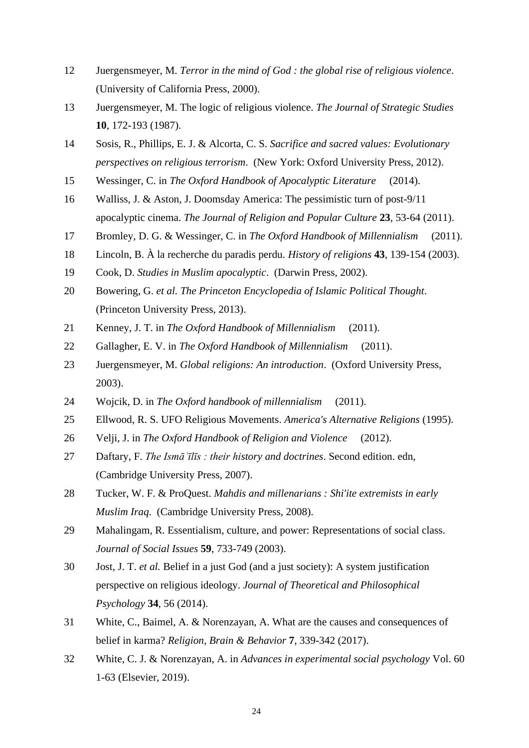12 Juergensmeyer, M. *Terror in the mind of God : the global rise of religious violence*. (University of California Press, 2000).

13 Juergensmeyer, M. The logic of religious violence. *The Journal of Strategic Studies* **10**, 172-193 (1987).

14 Sosis, R., Phillips, E. J. & Alcorta, C. S. *Sacrifice and sacred values: Evolutionary perspectives on religious terrorism*. (New York: Oxford University Press, 2012).

15 Wessinger, C. in *The Oxford Handbook of Apocalyptic Literature* (2014).

16 Walliss, J. & Aston, J. Doomsday America: The pessimistic turn of post-9/11 apocalyptic cinema. *The Journal of Religion and Popular Culture* **23**, 53-64 (2011).

17 Bromley, D. G. & Wessinger, C. in *The Oxford Handbook of Millennialism* (2011).

18 Lincoln, B. À la recherche du paradis perdu. *History of religions* **43**, 139-154 (2003).

19 Cook, D. *Studies in Muslim apocalyptic*. (Darwin Press, 2002).

20 Bowering, G. *et al. The Princeton Encyclopedia of Islamic Political Thought*. (Princeton University Press, 2013).

21 Kenney, J. T. in *The Oxford Handbook of Millennialism* (2011).

22 Gallagher, E. V. in *The Oxford Handbook of Millennialism* (2011).

23 Juergensmeyer, M. *Global religions: An introduction*. (Oxford University Press, 2003).

24 Wojcik, D. in *The Oxford handbook of millennialism* (2011).

25 Ellwood, R. S. UFO Religious Movements. *America's Alternative Religions* (1995).

26 Velji, J. in *The Oxford Handbook of Religion and Violence* (2012).

27 Daftary, F. *The Ismāʻīlīs : their history and doctrines*. Second edition. edn, (Cambridge University Press, 2007).

28 Tucker, W. F. & ProQuest. *Mahdis and millenarians : Shi'ite extremists in early Muslim Iraq*. (Cambridge University Press, 2008).

29 Mahalingam, R. Essentialism, culture, and power: Representations of social class. *Journal of Social Issues* **59**, 733-749 (2003).

30 Jost, J. T. *et al.* Belief in a just God (and a just society): A system justification perspective on religious ideology. *Journal of Theoretical and Philosophical Psychology* **34**, 56 (2014).

31 White, C., Baimel, A. & Norenzayan, A. What are the causes and consequences of belief in karma? *Religion, Brain & Behavior* **7**, 339-342 (2017).

32 White, C. J. & Norenzayan, A. in *Advances in experimental social psychology* Vol. 60 1-63 (Elsevier, 2019).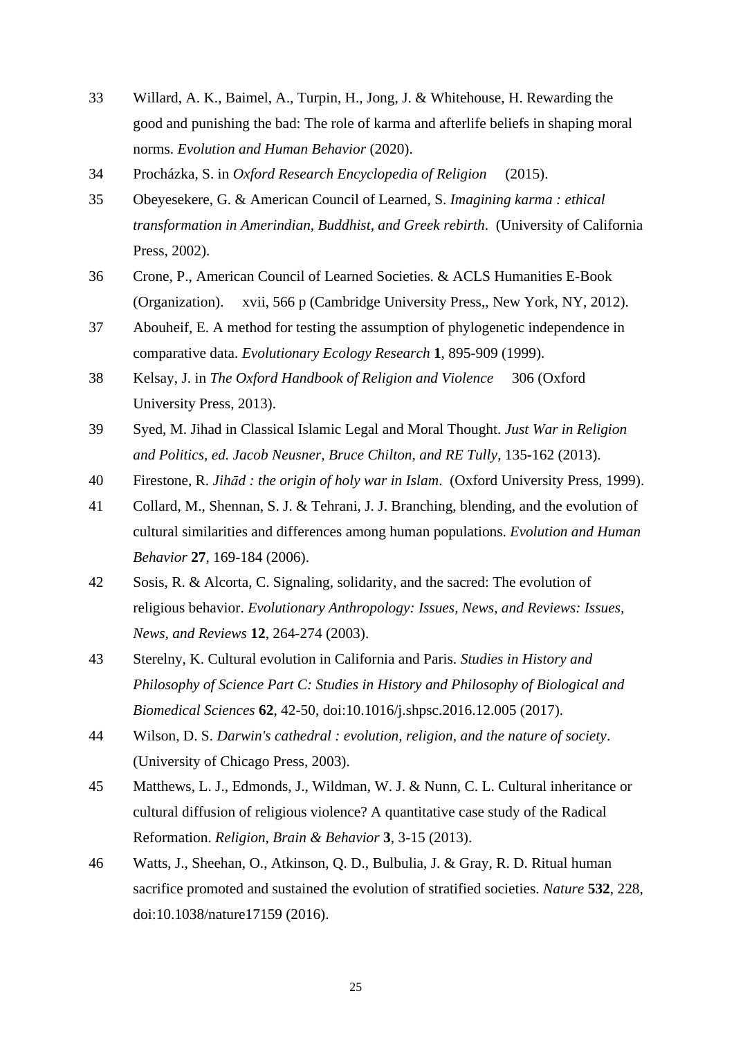33 Willard, A. K., Baimel, A., Turpin, H., Jong, J. & Whitehouse, H. Rewarding the good and punishing the bad: The role of karma and afterlife beliefs in shaping moral norms. *Evolution and Human Behavior* (2020).

34 Procházka, S. in *Oxford Research Encyclopedia of Religion* (2015).

35 Obeyesekere, G. & American Council of Learned, S. *Imagining karma : ethical transformation in Amerindian, Buddhist, and Greek rebirth*. (University of California Press, 2002).

36 Crone, P., American Council of Learned Societies. & ACLS Humanities E-Book (Organization). xvii, 566 p (Cambridge University Press,, New York, NY, 2012).

37 Abouheif, E. A method for testing the assumption of phylogenetic independence in comparative data. *Evolutionary Ecology Research* **1**, 895-909 (1999).

38 Kelsay, J. in *The Oxford Handbook of Religion and Violence* 306 (Oxford University Press, 2013).

39 Syed, M. Jihad in Classical Islamic Legal and Moral Thought. *Just War in Religion and Politics, ed. Jacob Neusner, Bruce Chilton, and RE Tully*, 135-162 (2013).

40 Firestone, R. *Jihād : the origin of holy war in Islam*. (Oxford University Press, 1999).

41 Collard, M., Shennan, S. J. & Tehrani, J. J. Branching, blending, and the evolution of cultural similarities and differences among human populations. *Evolution and Human Behavior* **27**, 169-184 (2006).

42 Sosis, R. & Alcorta, C. Signaling, solidarity, and the sacred: The evolution of religious behavior. *Evolutionary Anthropology: Issues, News, and Reviews: Issues, News, and Reviews* **12**, 264-274 (2003).

43 Sterelny, K. Cultural evolution in California and Paris. *Studies in History and Philosophy of Science Part C: Studies in History and Philosophy of Biological and Biomedical Sciences* **62**, 42-50, doi:10.1016/j.shpsc.2016.12.005 (2017).

44 Wilson, D. S. *Darwin's cathedral : evolution, religion, and the nature of society*. (University of Chicago Press, 2003).

45 Matthews, L. J., Edmonds, J., Wildman, W. J. & Nunn, C. L. Cultural inheritance or cultural diffusion of religious violence? A quantitative case study of the Radical Reformation. *Religion, Brain & Behavior* **3**, 3-15 (2013).

46 Watts, J., Sheehan, O., Atkinson, Q. D., Bulbulia, J. & Gray, R. D. Ritual human sacrifice promoted and sustained the evolution of stratified societies. *Nature* **532**, 228, doi:10.1038/nature17159 (2016).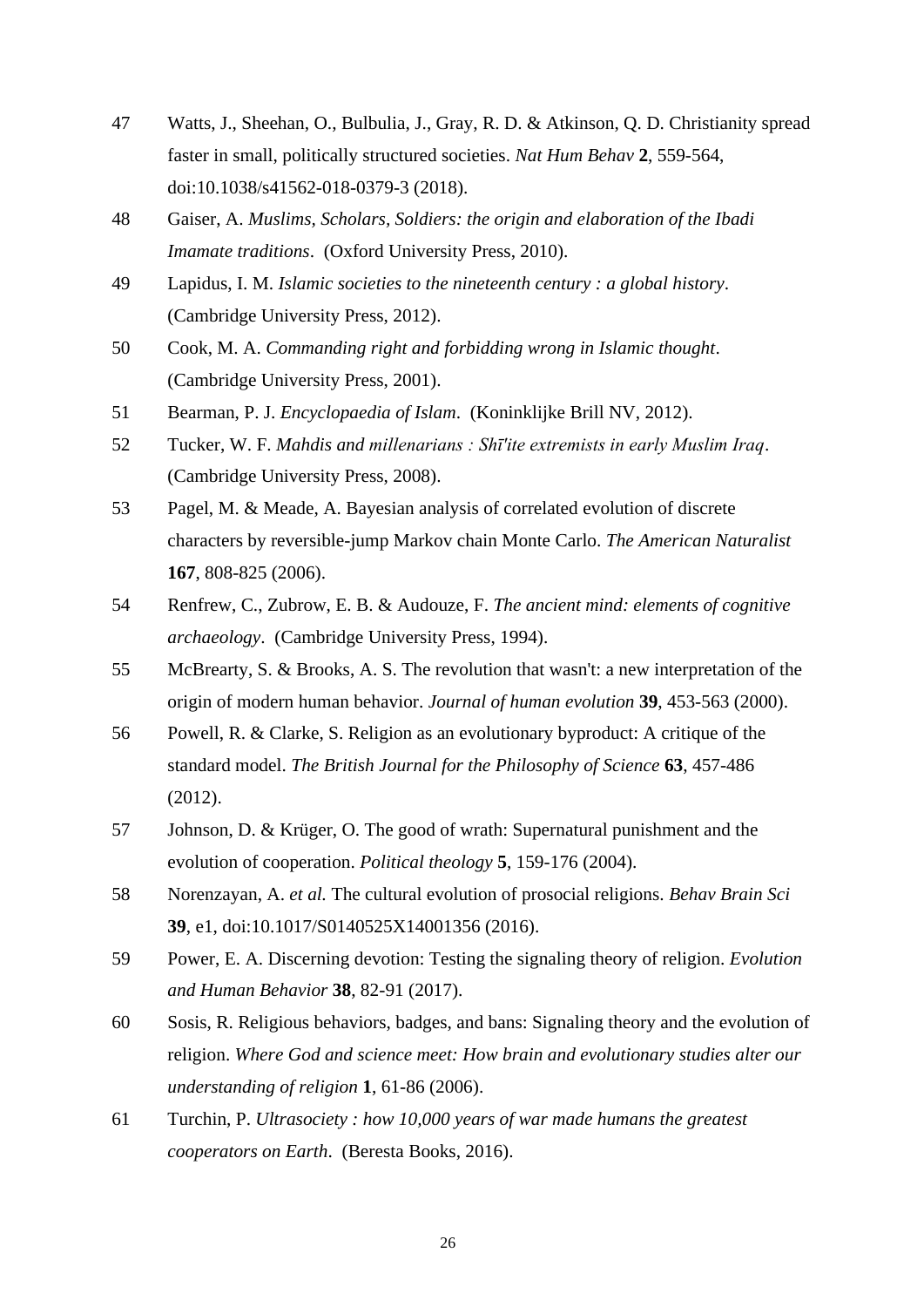47 Watts, J., Sheehan, O., Bulbulia, J., Gray, R. D. & Atkinson, Q. D. Christianity spread faster in small, politically structured societies. *Nat Hum Behav* **2**, 559-564, doi:10.1038/s41562-018-0379-3 (2018).

48 Gaiser, A. *Muslims, Scholars, Soldiers: the origin and elaboration of the Ibadi Imamate traditions*. (Oxford University Press, 2010).

49 Lapidus, I. M. *Islamic societies to the nineteenth century : a global history*. (Cambridge University Press, 2012).

50 Cook, M. A. *Commanding right and forbidding wrong in Islamic thought*. (Cambridge University Press, 2001).

51 Bearman, P. J. *Encyclopaedia of Islam*. (Koninklijke Brill NV, 2012).

52 Tucker, W. F. *Mahdis and millenarians : Shīʻite extremists in early Muslim Iraq*. (Cambridge University Press, 2008).

53 Pagel, M. & Meade, A. Bayesian analysis of correlated evolution of discrete characters by reversible-jump Markov chain Monte Carlo. *The American Naturalist* **167**, 808-825 (2006).

54 Renfrew, C., Zubrow, E. B. & Audouze, F. *The ancient mind: elements of cognitive archaeology*. (Cambridge University Press, 1994).

55 McBrearty, S. & Brooks, A. S. The revolution that wasn't: a new interpretation of the origin of modern human behavior. *Journal of human evolution* **39**, 453-563 (2000).

56 Powell, R. & Clarke, S. Religion as an evolutionary byproduct: A critique of the standard model. *The British Journal for the Philosophy of Science* **63**, 457-486 (2012).

57 Johnson, D. & Krüger, O. The good of wrath: Supernatural punishment and the evolution of cooperation. *Political theology* **5**, 159-176 (2004).

58 Norenzayan, A. *et al.* The cultural evolution of prosocial religions. *Behav Brain Sci* **39**, e1, doi:10.1017/S0140525X14001356 (2016).

59 Power, E. A. Discerning devotion: Testing the signaling theory of religion. *Evolution and Human Behavior* **38**, 82-91 (2017).

60 Sosis, R. Religious behaviors, badges, and bans: Signaling theory and the evolution of religion. *Where God and science meet: How brain and evolutionary studies alter our understanding of religion* **1**, 61-86 (2006).

61 Turchin, P. *Ultrasociety : how 10,000 years of war made humans the greatest cooperators on Earth*. (Beresta Books, 2016).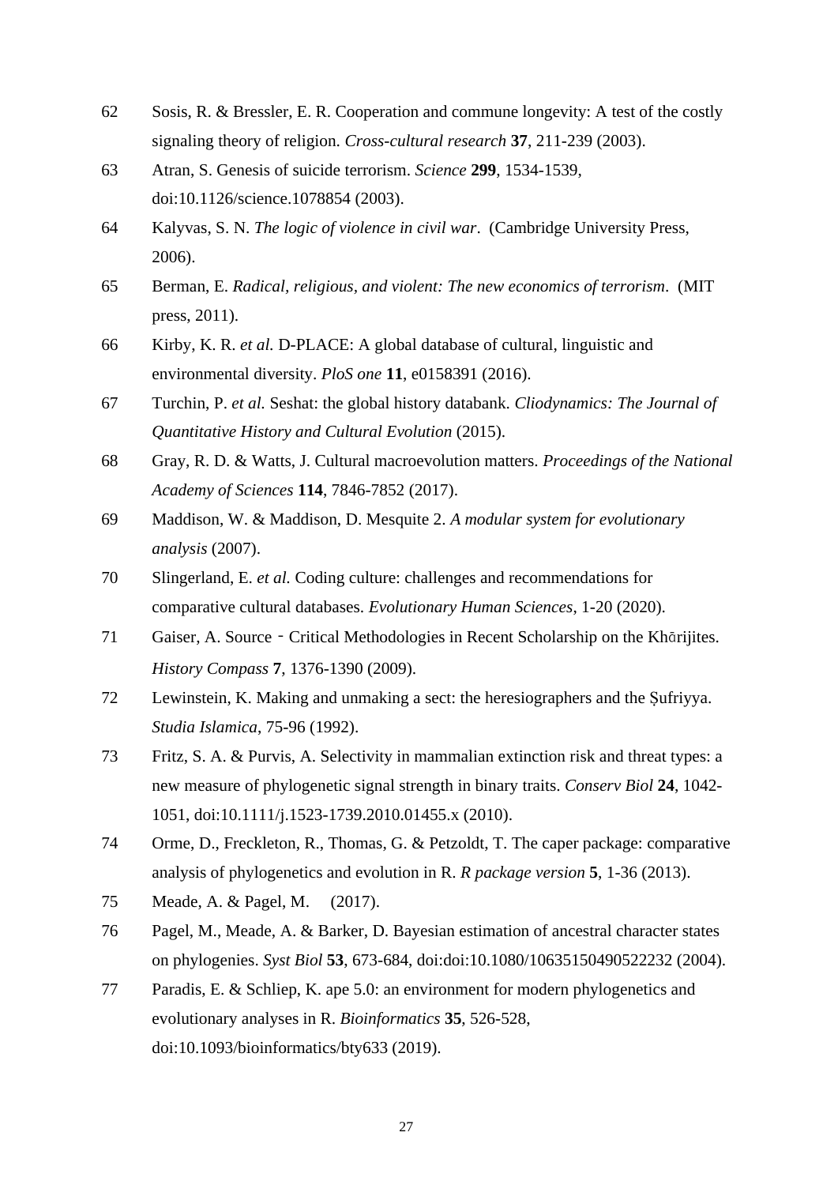62 Sosis, R. & Bressler, E. R. Cooperation and commune longevity: A test of the costly signaling theory of religion. *Cross-cultural research* **37**, 211-239 (2003).

63 Atran, S. Genesis of suicide terrorism. *Science* **299**, 1534-1539, doi:10.1126/science.1078854 (2003).

64 Kalyvas, S. N. *The logic of violence in civil war*. (Cambridge University Press, 2006).

65 Berman, E. *Radical, religious, and violent: The new economics of terrorism*. (MIT press, 2011).

66 Kirby, K. R. *et al.* D-PLACE: A global database of cultural, linguistic and environmental diversity. *PloS one* **11**, e0158391 (2016).

67 Turchin, P. *et al.* Seshat: the global history databank. *Cliodynamics: The Journal of Quantitative History and Cultural Evolution* (2015).

68 Gray, R. D. & Watts, J. Cultural macroevolution matters. *Proceedings of the National Academy of Sciences* **114**, 7846-7852 (2017).

69 Maddison, W. & Maddison, D. Mesquite 2. *A modular system for evolutionary analysis* (2007).

70 Slingerland, E. *et al.* Coding culture: challenges and recommendations for comparative cultural databases. *Evolutionary Human Sciences*, 1-20 (2020).

71 Gaiser, A. Source‐Critical Methodologies in Recent Scholarship on the Khārijites. *History Compass* **7**, 1376-1390 (2009).

72 Lewinstein, K. Making and unmaking a sect: the heresiographers and the Ṣufriyya. *Studia Islamica*, 75-96 (1992).

73 Fritz, S. A. & Purvis, A. Selectivity in mammalian extinction risk and threat types: a new measure of phylogenetic signal strength in binary traits. *Conserv Biol* **24**, 1042-1051, doi:10.1111/j.1523-1739.2010.01455.x (2010).

74 Orme, D., Freckleton, R., Thomas, G. & Petzoldt, T. The caper package: comparative analysis of phylogenetics and evolution in R. *R package version* **5**, 1-36 (2013).

75 Meade, A. & Pagel, M. (2017).

76 Pagel, M., Meade, A. & Barker, D. Bayesian estimation of ancestral character states on phylogenies. *Syst Biol* **53**, 673-684, doi:doi:10.1080/10635150490522232 (2004).

77 Paradis, E. & Schliep, K. ape 5.0: an environment for modern phylogenetics and evolutionary analyses in R. *Bioinformatics* **35**, 526-528, doi:10.1093/bioinformatics/bty633 (2019).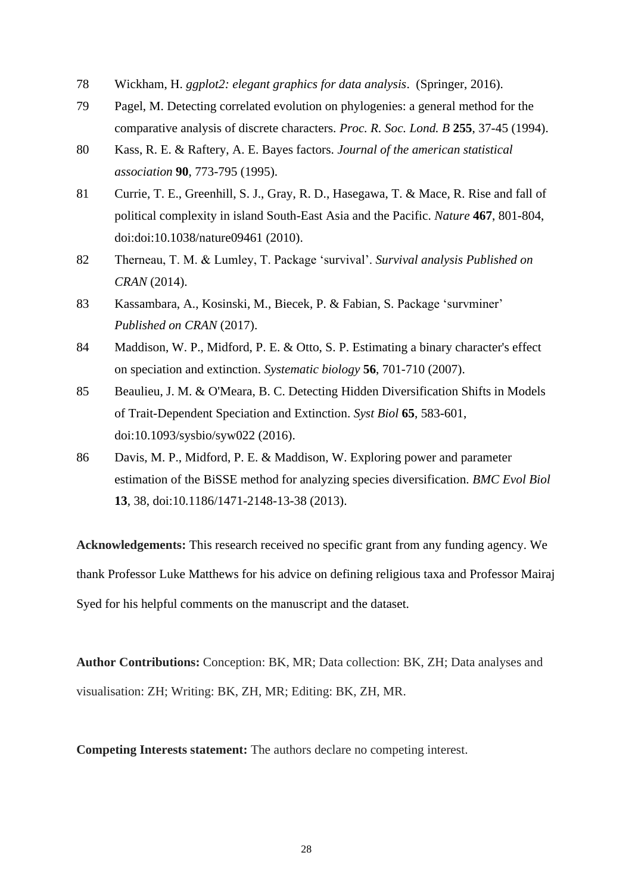78 Wickham, H. *ggplot2: elegant graphics for data analysis*. (Springer, 2016).

79 Pagel, M. Detecting correlated evolution on phylogenies: a general method for the comparative analysis of discrete characters. *Proc. R. Soc. Lond. B* **255**, 37-45 (1994).

80 Kass, R. E. & Raftery, A. E. Bayes factors. *Journal of the american statistical association* **90**, 773-795 (1995).

81 Currie, T. E., Greenhill, S. J., Gray, R. D., Hasegawa, T. & Mace, R. Rise and fall of political complexity in island South-East Asia and the Pacific. *Nature* **467**, 801-804, doi:doi:10.1038/nature09461 (2010).

82 Therneau, T. M. & Lumley, T. Package 'survival'. *Survival analysis Published on CRAN* (2014).

83 Kassambara, A., Kosinski, M., Biecek, P. & Fabian, S. Package 'survminer' *Published on CRAN* (2017).

84 Maddison, W. P., Midford, P. E. & Otto, S. P. Estimating a binary character's effect on speciation and extinction. *Systematic biology* **56**, 701-710 (2007).

85 Beaulieu, J. M. & O'Meara, B. C. Detecting Hidden Diversification Shifts in Models of Trait-Dependent Speciation and Extinction. *Syst Biol* **65**, 583-601, doi:10.1093/sysbio/syw022 (2016).

86 Davis, M. P., Midford, P. E. & Maddison, W. Exploring power and parameter estimation of the BiSSE method for analyzing species diversification. *BMC Evol Biol* **13**, 38, doi:10.1186/1471-2148-13-38 (2013).

**Acknowledgements:** This research received no specific grant from any funding agency. We thank Professor Luke Matthews for his advice on defining religious taxa and Professor Mairaj Syed for his helpful comments on the manuscript and the dataset.

**Author Contributions:** Conception: BK, MR; Data collection: BK, ZH; Data analyses and visualisation: ZH; Writing: BK, ZH, MR; Editing: BK, ZH, MR.

**Competing Interests statement:** The authors declare no competing interest.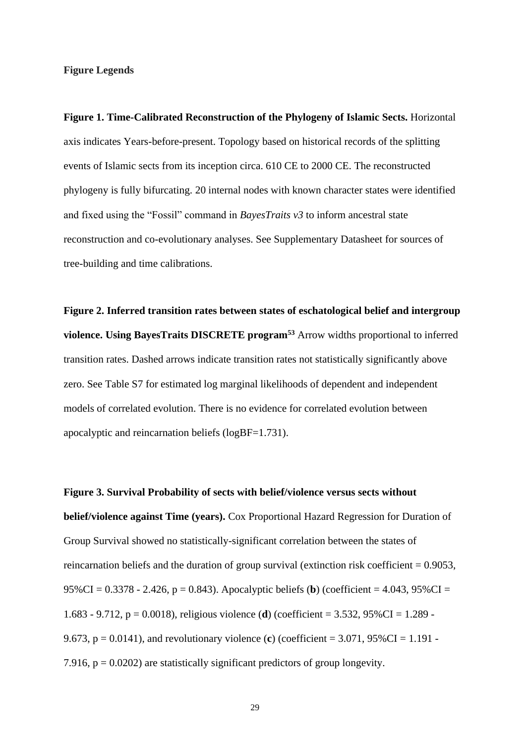**Figure Legends**

**Figure 1. Time-Calibrated Reconstruction of the Phylogeny of Islamic Sects.** Horizontal axis indicates Years-before-present. Topology based on historical records of the splitting events of Islamic sects from its inception circa. 610 CE to 2000 CE. The reconstructed phylogeny is fully bifurcating. 20 internal nodes with known character states were identified and fixed using the "Fossil" command in *BayesTraits v3* to inform ancestral state reconstruction and co-evolutionary analyses. See Supplementary Datasheet for sources of tree-building and time calibrations.

**Figure 2. Inferred transition rates between states of eschatological belief and intergroup violence. Using BayesTraits DISCRETE program[53]** Arrow widths proportional to inferred transition rates. Dashed arrows indicate transition rates not statistically significantly above zero. See Table S7 for estimated log marginal likelihoods of dependent and independent models of correlated evolution. There is no evidence for correlated evolution between apocalyptic and reincarnation beliefs (logBF=1.731).

**Figure 3. Survival Probability of sects with belief/violence versus sects without belief/violence against Time (years).** Cox Proportional Hazard Regression for Duration of Group Survival showed no statistically-significant correlation between the states of reincarnation beliefs and the duration of group survival (extinction risk coefficient = 0.9053, 95%CI = 0.3378 - 2.426, $p = 0.843$). Apocalyptic beliefs (**b**) (coefficient = 4.043, 95%CI = 1.683 - 9.712, $p = 0.0018$), religious violence (**d**) (coefficient = 3.532, 95%CI = 1.289 - 9.673, $p = 0.0141$), and revolutionary violence (**c**) (coefficient = 3.071, 95%CI = 1.191 - 7.916, $p = 0.0202$) are statistically significant predictors of group longevity.